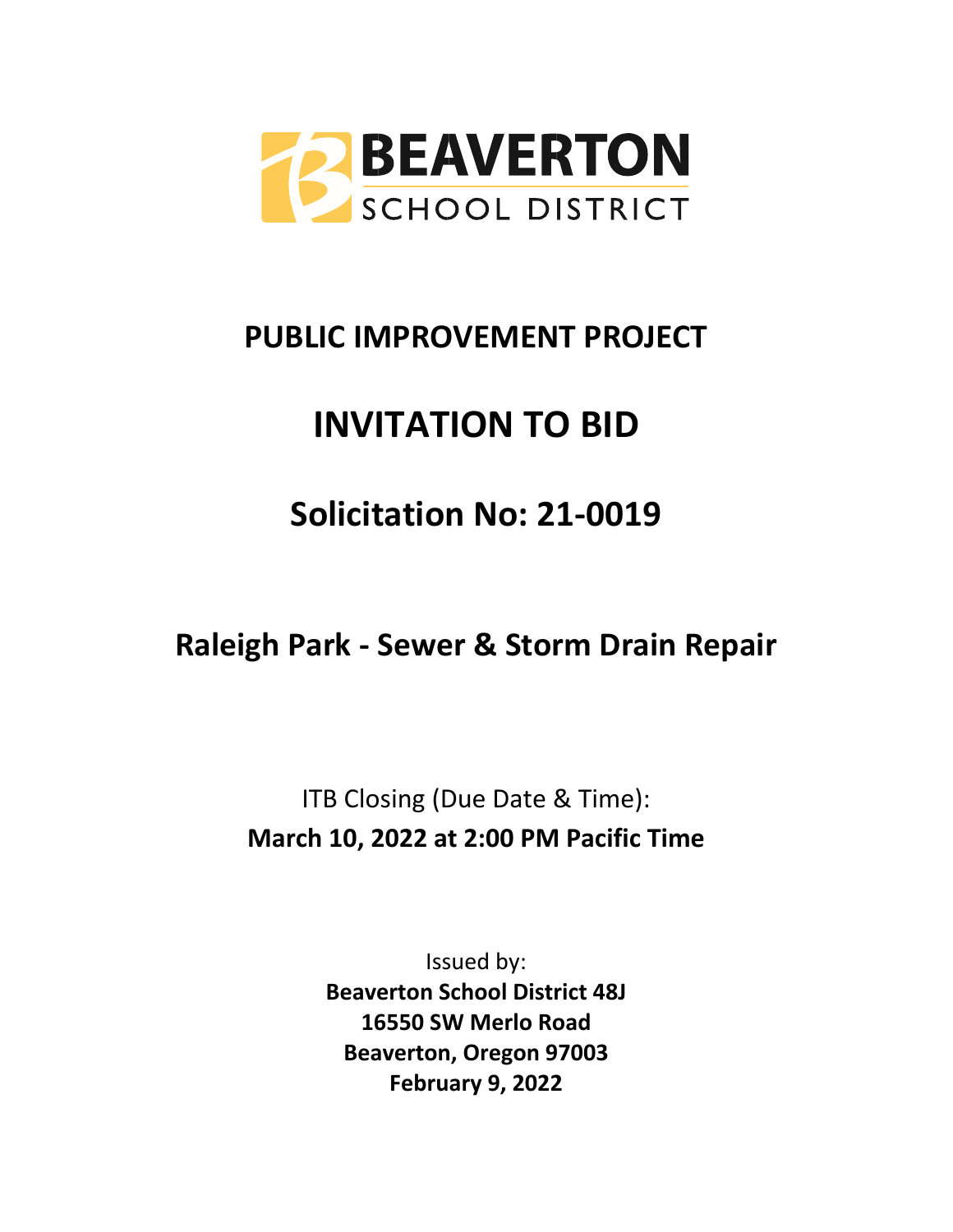BEAVERTON SCHOOL DISTRICT

# PUBLIC IMPROVEMENT PROJECT

# INVITATION TO BID

# Solicitation No: 21-0019

## Raleigh Park - Sewer & Storm Drain Repair

ITB Closing (Due Date & Time):
**March 10, 2022 at 2:00 PM Pacific Time**

Issued by:
**Beaverton School District 48J**
**16550 SW Merlo Road**
**Beaverton, Oregon 97003**
**February 9, 2022**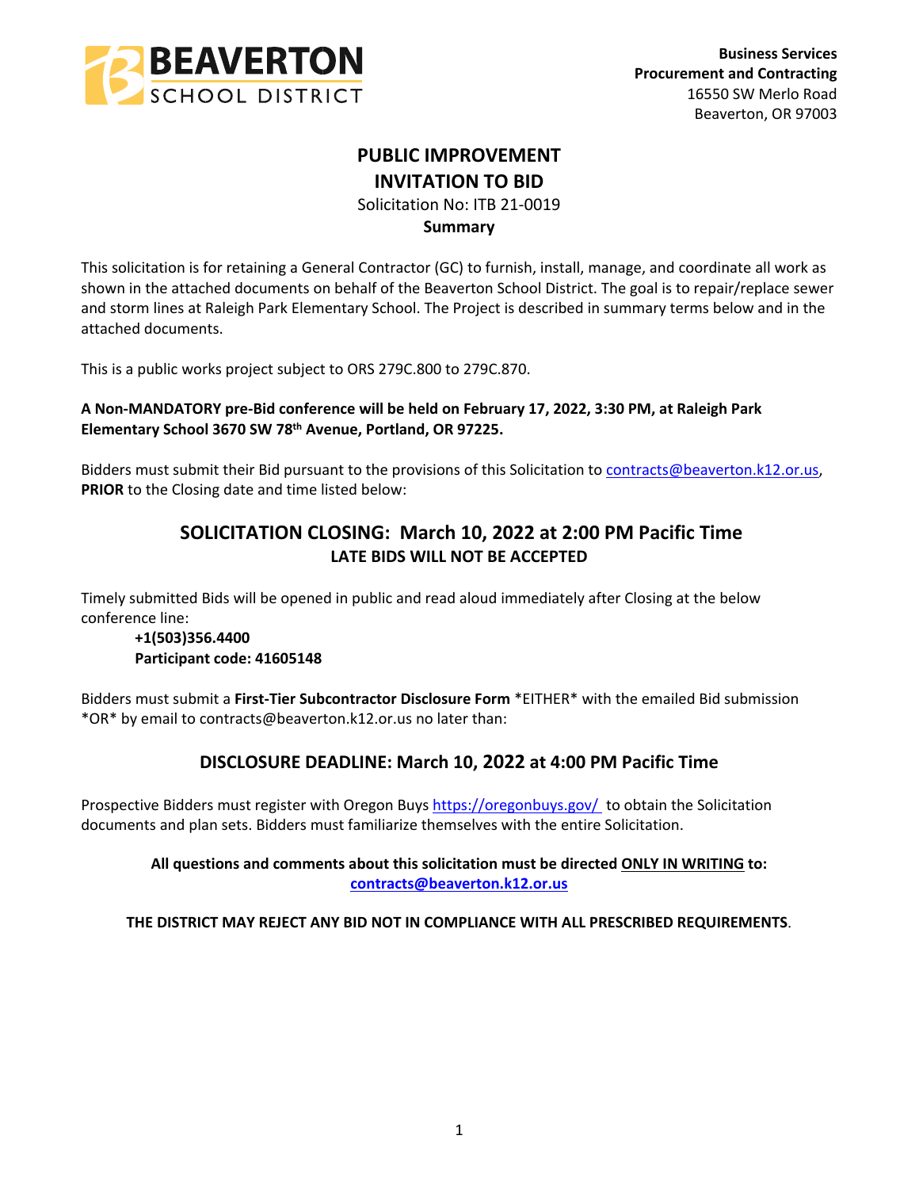**Business Services**
**Procurement and Contracting**
16550 SW Merlo Road
Beaverton, OR 97003

# PUBLIC IMPROVEMENT INVITATION TO BID

Solicitation No: ITB 21-0019

**Summary**

This solicitation is for retaining a General Contractor (GC) to furnish, install, manage, and coordinate all work as shown in the attached documents on behalf of the Beaverton School District. The goal is to repair/replace sewer and storm lines at Raleigh Park Elementary School. The Project is described in summary terms below and in the attached documents.

This is a public works project subject to ORS 279C.800 to 279C.870.

**A Non-MANDATORY pre-Bid conference will be held on February 17, 2022, 3:30 PM, at Raleigh Park Elementary School 3670 SW 78th Avenue, Portland, OR 97225.**

Bidders must submit their Bid pursuant to the provisions of this Solicitation to contracts@beaverton.k12.or.us, **PRIOR** to the Closing date and time listed below:

## SOLICITATION CLOSING: March 10, 2022 at 2:00 PM Pacific Time

**LATE BIDS WILL NOT BE ACCEPTED**

Timely submitted Bids will be opened in public and read aloud immediately after Closing at the below conference line:

**+1(503)356.4400**
**Participant code: 41605148**

Bidders must submit a **First-Tier Subcontractor Disclosure Form** *EITHER* with the emailed Bid submission *OR* by email to contracts@beaverton.k12.or.us no later than:

## DISCLOSURE DEADLINE: March 10, 2022 at 4:00 PM Pacific Time

Prospective Bidders must register with Oregon Buys https://oregonbuys.gov/ to obtain the Solicitation documents and plan sets. Bidders must familiarize themselves with the entire Solicitation.

**All questions and comments about this solicitation must be directed ONLY IN WRITING to: contracts@beaverton.k12.or.us**

**THE DISTRICT MAY REJECT ANY BID NOT IN COMPLIANCE WITH ALL PRESCRIBED REQUIREMENTS**.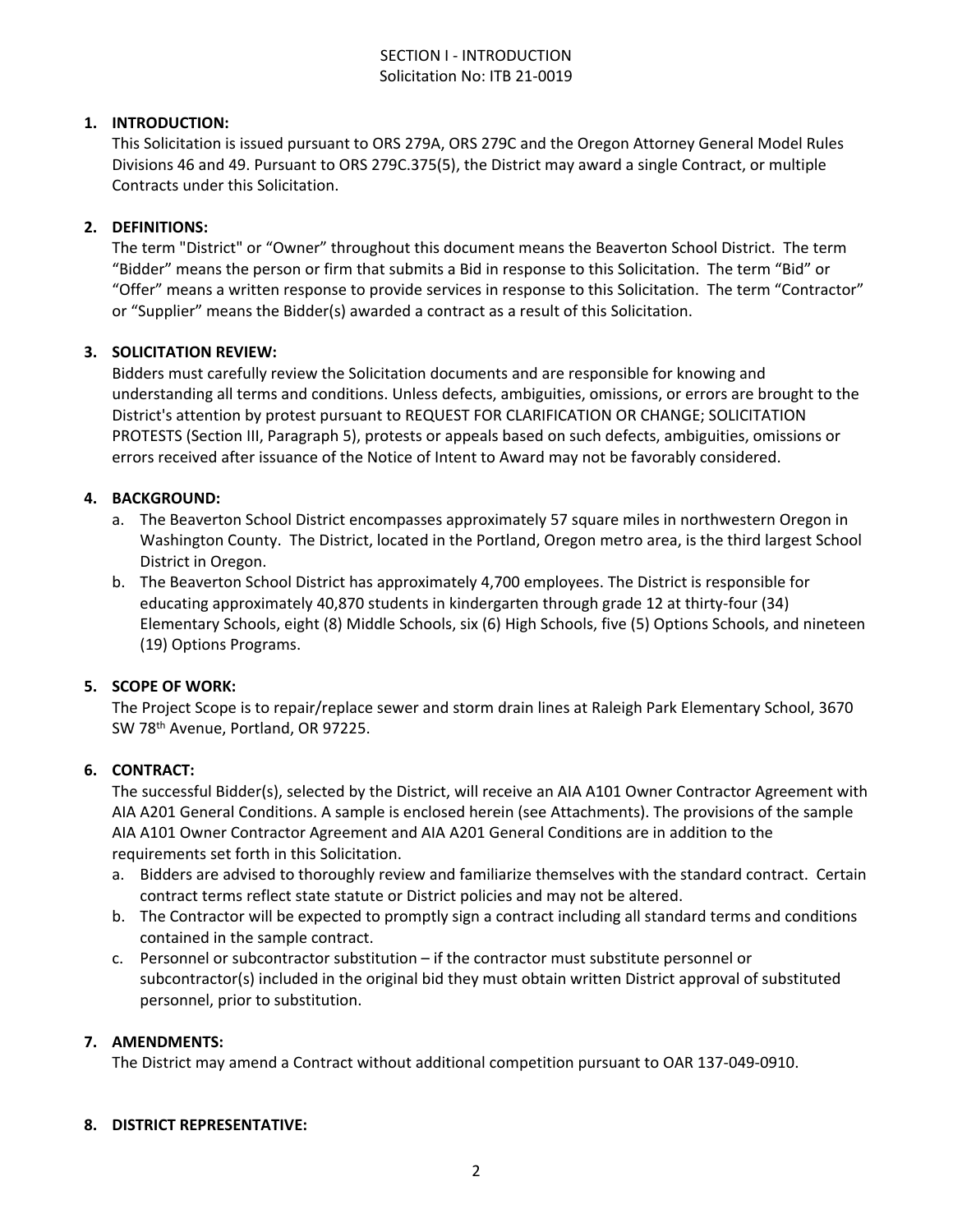# SECTION I - INTRODUCTION

Solicitation No: ITB 21-0019

1. **INTRODUCTION:**
   This Solicitation is issued pursuant to ORS 279A, ORS 279C and the Oregon Attorney General Model Rules Divisions 46 and 49. Pursuant to ORS 279C.375(5), the District may award a single Contract, or multiple Contracts under this Solicitation.

2. **DEFINITIONS:**
   The term "District" or "Owner" throughout this document means the Beaverton School District. The term "Bidder" means the person or firm that submits a Bid in response to this Solicitation. The term "Bid" or "Offer" means a written response to provide services in response to this Solicitation. The term "Contractor" or "Supplier" means the Bidder(s) awarded a contract as a result of this Solicitation.

3. **SOLICITATION REVIEW:**
   Bidders must carefully review the Solicitation documents and are responsible for knowing and understanding all terms and conditions. Unless defects, ambiguities, omissions, or errors are brought to the District's attention by protest pursuant to REQUEST FOR CLARIFICATION OR CHANGE; SOLICITATION PROTESTS (Section III, Paragraph 5), protests or appeals based on such defects, ambiguities, omissions or errors received after issuance of the Notice of Intent to Award may not be favorably considered.

4. **BACKGROUND:**
   a. The Beaverton School District encompasses approximately 57 square miles in northwestern Oregon in Washington County. The District, located in the Portland, Oregon metro area, is the third largest School District in Oregon.
   b. The Beaverton School District has approximately 4,700 employees. The District is responsible for educating approximately 40,870 students in kindergarten through grade 12 at thirty-four (34) Elementary Schools, eight (8) Middle Schools, six (6) High Schools, five (5) Options Schools, and nineteen (19) Options Programs.

5. **SCOPE OF WORK:**
   The Project Scope is to repair/replace sewer and storm drain lines at Raleigh Park Elementary School, 3670 SW 78th Avenue, Portland, OR 97225.

6. **CONTRACT:**
   The successful Bidder(s), selected by the District, will receive an AIA A101 Owner Contractor Agreement with AIA A201 General Conditions. A sample is enclosed herein (see Attachments). The provisions of the sample AIA A101 Owner Contractor Agreement and AIA A201 General Conditions are in addition to the requirements set forth in this Solicitation.
   a. Bidders are advised to thoroughly review and familiarize themselves with the standard contract. Certain contract terms reflect state statute or District policies and may not be altered.
   b. The Contractor will be expected to promptly sign a contract including all standard terms and conditions contained in the sample contract.
   c. Personnel or subcontractor substitution – if the contractor must substitute personnel or subcontractor(s) included in the original bid they must obtain written District approval of substituted personnel, prior to substitution.

7. **AMENDMENTS:**
   The District may amend a Contract without additional competition pursuant to OAR 137-049-0910.

8. **DISTRICT REPRESENTATIVE:**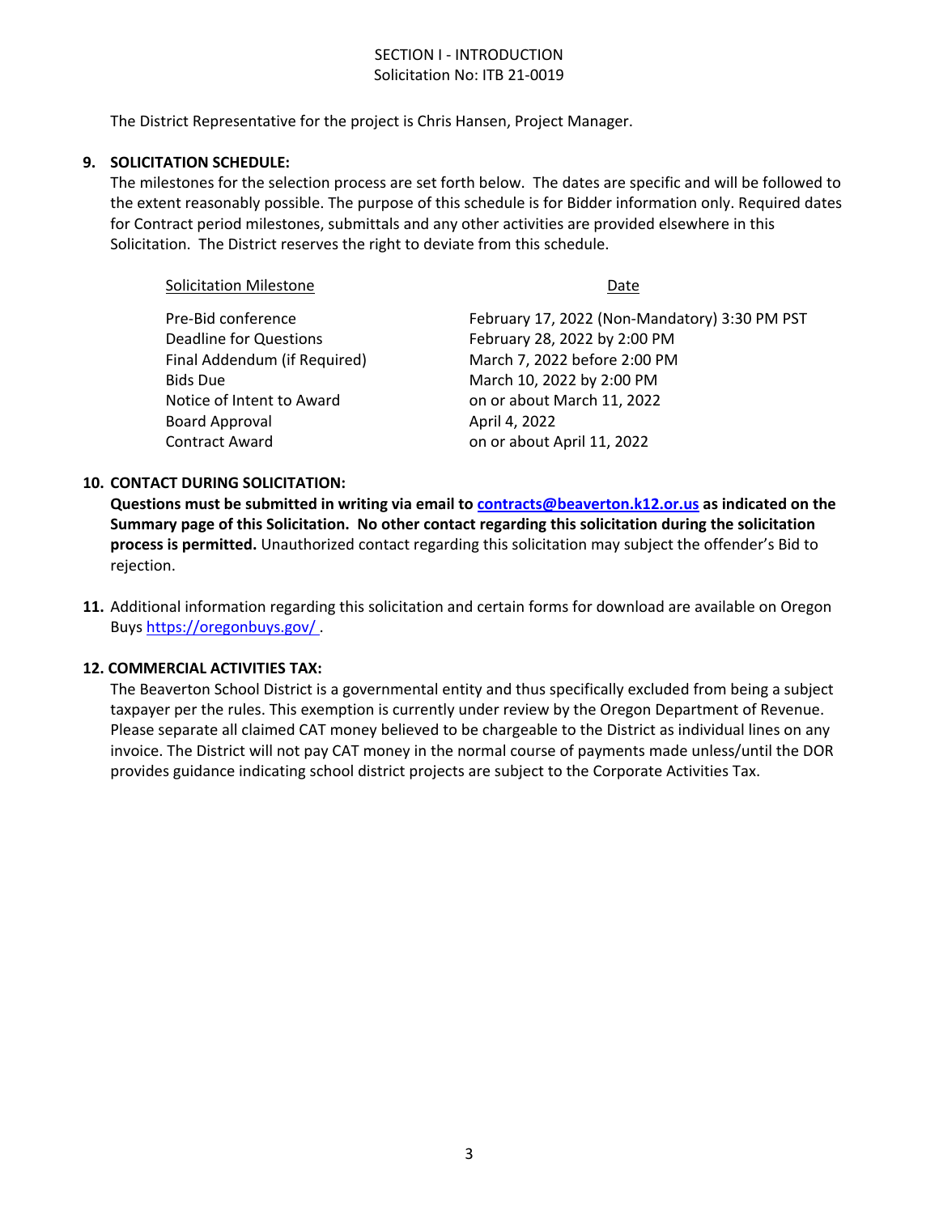SECTION I - INTRODUCTION
Solicitation No: ITB 21-0019

The District Representative for the project is Chris Hansen, Project Manager.

**9. SOLICITATION SCHEDULE:**

The milestones for the selection process are set forth below. The dates are specific and will be followed to the extent reasonably possible. The purpose of this schedule is for Bidder information only. Required dates for Contract period milestones, submittals and any other activities are provided elsewhere in this Solicitation. The District reserves the right to deviate from this schedule.

| Solicitation Milestone | Date |
|---|---|
| Pre-Bid conference | February 17, 2022 (Non-Mandatory) 3:30 PM PST |
| Deadline for Questions | February 28, 2022 by 2:00 PM |
| Final Addendum (if Required) | March 7, 2022 before 2:00 PM |
| Bids Due | March 10, 2022 by 2:00 PM |
| Notice of Intent to Award | on or about March 11, 2022 |
| Board Approval | April 4, 2022 |
| Contract Award | on or about April 11, 2022 |

**10. CONTACT DURING SOLICITATION:**

**Questions must be submitted in writing via email to contracts@beaverton.k12.or.us as indicated on the Summary page of this Solicitation. No other contact regarding this solicitation during the solicitation process is permitted.** Unauthorized contact regarding this solicitation may subject the offender's Bid to rejection.

**11.** Additional information regarding this solicitation and certain forms for download are available on Oregon Buys https://oregonbuys.gov/ .

**12. COMMERCIAL ACTIVITIES TAX:**

The Beaverton School District is a governmental entity and thus specifically excluded from being a subject taxpayer per the rules. This exemption is currently under review by the Oregon Department of Revenue. Please separate all claimed CAT money believed to be chargeable to the District as individual lines on any invoice. The District will not pay CAT money in the normal course of payments made unless/until the DOR provides guidance indicating school district projects are subject to the Corporate Activities Tax.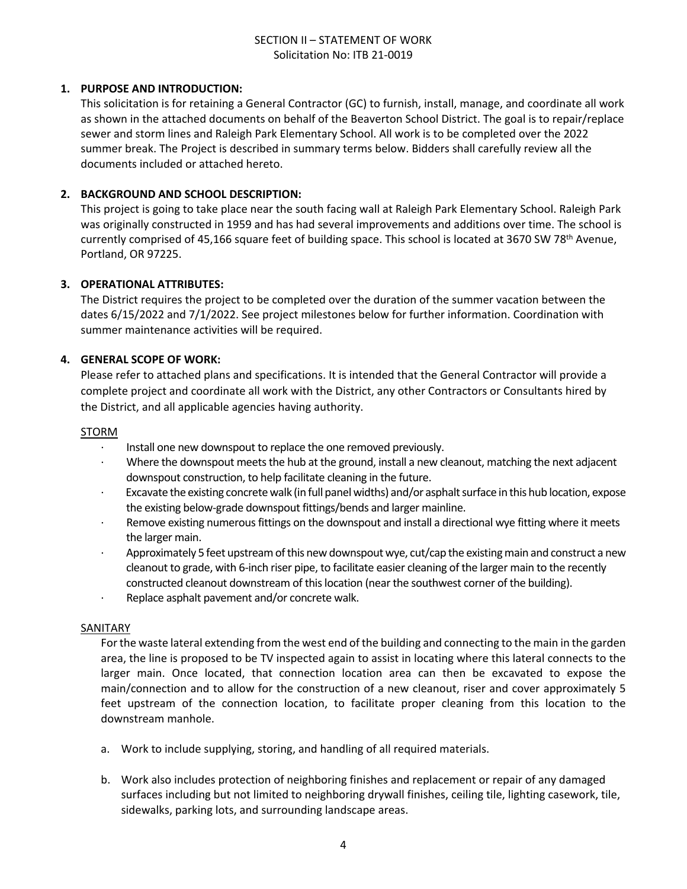SECTION II – STATEMENT OF WORK
Solicitation No: ITB 21-0019

**1. PURPOSE AND INTRODUCTION:**

This solicitation is for retaining a General Contractor (GC) to furnish, install, manage, and coordinate all work as shown in the attached documents on behalf of the Beaverton School District. The goal is to repair/replace sewer and storm lines and Raleigh Park Elementary School. All work is to be completed over the 2022 summer break. The Project is described in summary terms below. Bidders shall carefully review all the documents included or attached hereto.

**2. BACKGROUND AND SCHOOL DESCRIPTION:**

This project is going to take place near the south facing wall at Raleigh Park Elementary School. Raleigh Park was originally constructed in 1959 and has had several improvements and additions over time. The school is currently comprised of 45,166 square feet of building space. This school is located at 3670 SW 78th Avenue, Portland, OR 97225.

**3. OPERATIONAL ATTRIBUTES:**

The District requires the project to be completed over the duration of the summer vacation between the dates 6/15/2022 and 7/1/2022. See project milestones below for further information. Coordination with summer maintenance activities will be required.

**4. GENERAL SCOPE OF WORK:**

Please refer to attached plans and specifications. It is intended that the General Contractor will provide a complete project and coordinate all work with the District, any other Contractors or Consultants hired by the District, and all applicable agencies having authority.

STORM

- Install one new downspout to replace the one removed previously.
- Where the downspout meets the hub at the ground, install a new cleanout, matching the next adjacent downspout construction, to help facilitate cleaning in the future.
- Excavate the existing concrete walk (in full panel widths) and/or asphalt surface in this hub location, expose the existing below-grade downspout fittings/bends and larger mainline.
- Remove existing numerous fittings on the downspout and install a directional wye fitting where it meets the larger main.
- Approximately 5 feet upstream of this new downspout wye, cut/cap the existing main and construct a new cleanout to grade, with 6-inch riser pipe, to facilitate easier cleaning of the larger main to the recently constructed cleanout downstream of this location (near the southwest corner of the building).
- Replace asphalt pavement and/or concrete walk.

SANITARY

For the waste lateral extending from the west end of the building and connecting to the main in the garden area, the line is proposed to be TV inspected again to assist in locating where this lateral connects to the larger main. Once located, that connection location area can then be excavated to expose the main/connection and to allow for the construction of a new cleanout, riser and cover approximately 5 feet upstream of the connection location, to facilitate proper cleaning from this location to the downstream manhole.

a. Work to include supplying, storing, and handling of all required materials.

b. Work also includes protection of neighboring finishes and replacement or repair of any damaged surfaces including but not limited to neighboring drywall finishes, ceiling tile, lighting casework, tile, sidewalks, parking lots, and surrounding landscape areas.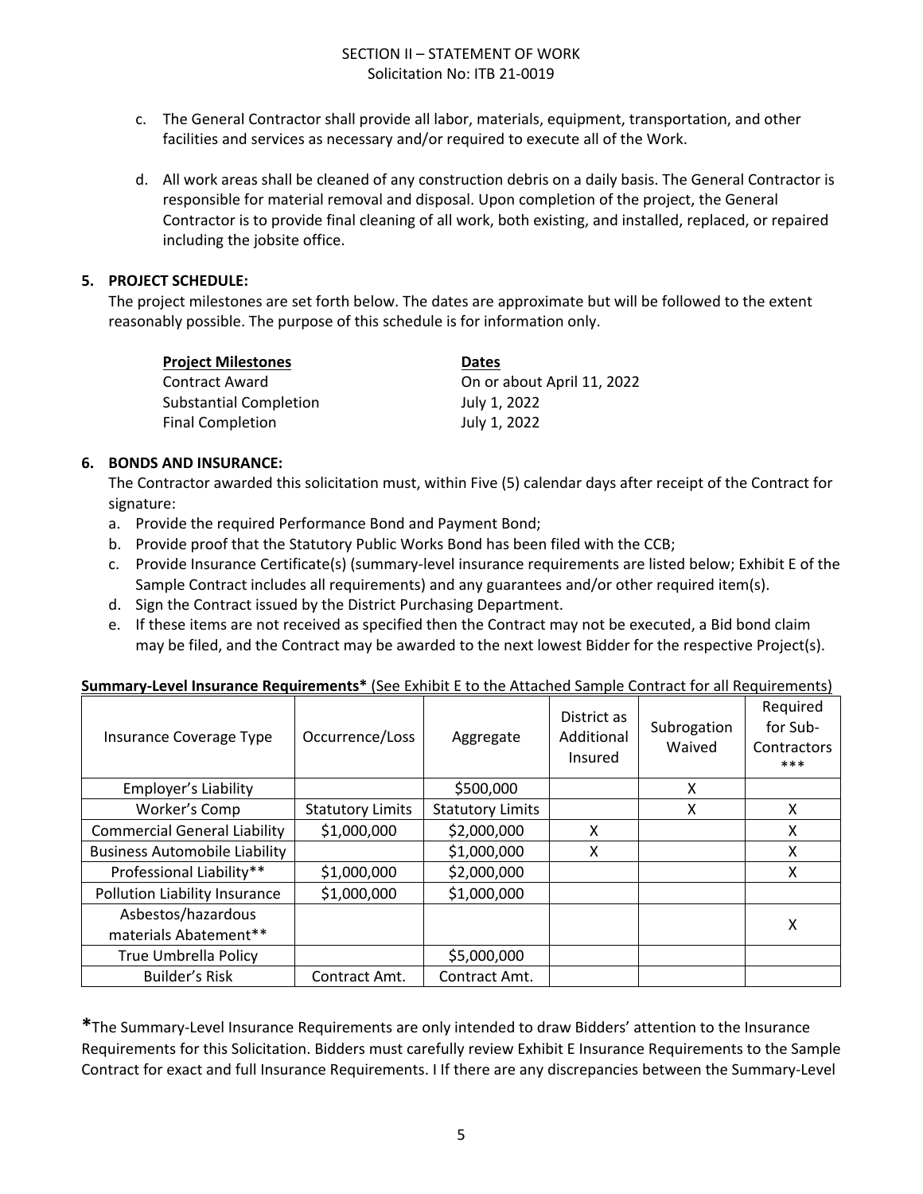c. The General Contractor shall provide all labor, materials, equipment, transportation, and other facilities and services as necessary and/or required to execute all of the Work.

d. All work areas shall be cleaned of any construction debris on a daily basis. The General Contractor is responsible for material removal and disposal. Upon completion of the project, the General Contractor is to provide final cleaning of all work, both existing, and installed, replaced, or repaired including the jobsite office.

**5. PROJECT SCHEDULE:**

The project milestones are set forth below. The dates are approximate but will be followed to the extent reasonably possible. The purpose of this schedule is for information only.

| **Project Milestones** | **Dates** |
|---|---|
| Contract Award | On or about April 11, 2022 |
| Substantial Completion | July 1, 2022 |
| Final Completion | July 1, 2022 |

**6. BONDS AND INSURANCE:**

The Contractor awarded this solicitation must, within Five (5) calendar days after receipt of the Contract for signature:

a. Provide the required Performance Bond and Payment Bond;
b. Provide proof that the Statutory Public Works Bond has been filed with the CCB;
c. Provide Insurance Certificate(s) (summary-level insurance requirements are listed below; Exhibit E of the Sample Contract includes all requirements) and any guarantees and/or other required item(s).
d. Sign the Contract issued by the District Purchasing Department.
e. If these items are not received as specified then the Contract may not be executed, a Bid bond claim may be filed, and the Contract may be awarded to the next lowest Bidder for the respective Project(s).

**Summary-Level Insurance Requirements*** (See Exhibit E to the Attached Sample Contract for all Requirements)

| Insurance Coverage Type | Occurrence/Loss | Aggregate | District as Additional Insured | Subrogation Waived | Required for Sub-Contractors *** |
|---|---|---|---|---|---|
| Employer's Liability | | $500,000 | | X | |
| Worker's Comp | Statutory Limits | Statutory Limits | | X | X |
| Commercial General Liability | $1,000,000 | $2,000,000 | X | | X |
| Business Automobile Liability | | $1,000,000 | X | | X |
| Professional Liability** | $1,000,000 | $2,000,000 | | | X |
| Pollution Liability Insurance | $1,000,000 | $1,000,000 | | | |
| Asbestos/hazardous materials Abatement** | | | | | X |
| True Umbrella Policy | | $5,000,000 | | | |
| Builder's Risk | Contract Amt. | Contract Amt. | | | |

***The Summary-Level Insurance Requirements are only intended to draw Bidders' attention to the Insurance Requirements for this Solicitation. Bidders must carefully review Exhibit E Insurance Requirements to the Sample Contract for exact and full Insurance Requirements. I If there are any discrepancies between the Summary-Level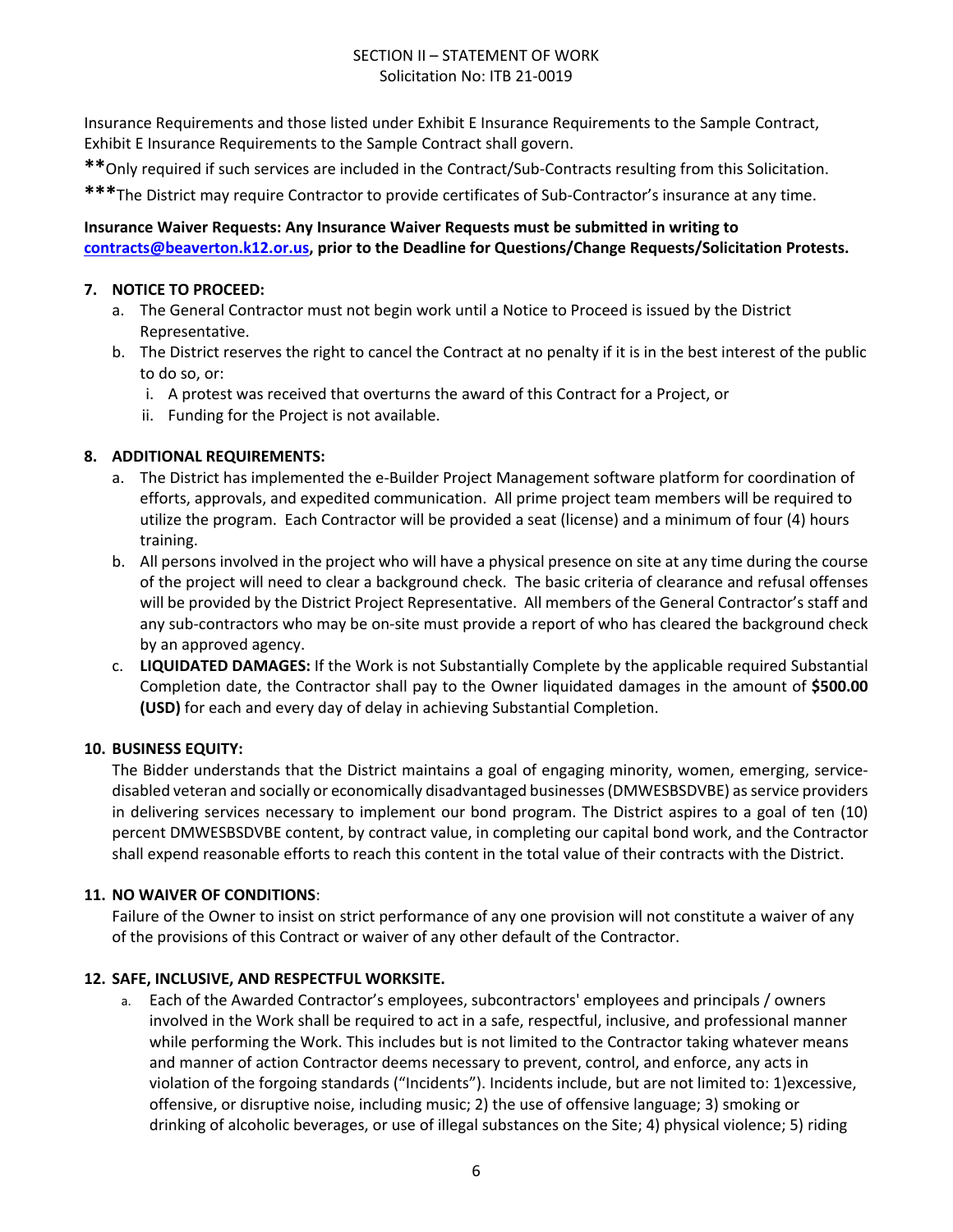Insurance Requirements and those listed under Exhibit E Insurance Requirements to the Sample Contract, Exhibit E Insurance Requirements to the Sample Contract shall govern.

**Only required if such services are included in the Contract/Sub-Contracts resulting from this Solicitation.

***The District may require Contractor to provide certificates of Sub-Contractor's insurance at any time.

**Insurance Waiver Requests: Any Insurance Waiver Requests must be submitted in writing to [contracts@beaverton.k12.or.us](mailto:contracts@beaverton.k12.or.us), prior to the Deadline for Questions/Change Requests/Solicitation Protests.**

**7. NOTICE TO PROCEED:**

a. The General Contractor must not begin work until a Notice to Proceed is issued by the District Representative.

b. The District reserves the right to cancel the Contract at no penalty if it is in the best interest of the public to do so, or:

   i. A protest was received that overturns the award of this Contract for a Project, or

   ii. Funding for the Project is not available.

**8. ADDITIONAL REQUIREMENTS:**

a. The District has implemented the e-Builder Project Management software platform for coordination of efforts, approvals, and expedited communication. All prime project team members will be required to utilize the program. Each Contractor will be provided a seat (license) and a minimum of four (4) hours training.

b. All persons involved in the project who will have a physical presence on site at any time during the course of the project will need to clear a background check. The basic criteria of clearance and refusal offenses will be provided by the District Project Representative. All members of the General Contractor's staff and any sub-contractors who may be on-site must provide a report of who has cleared the background check by an approved agency.

c. **LIQUIDATED DAMAGES:** If the Work is not Substantially Complete by the applicable required Substantial Completion date, the Contractor shall pay to the Owner liquidated damages in the amount of **$500.00 (USD)** for each and every day of delay in achieving Substantial Completion.

**10. BUSINESS EQUITY:**

The Bidder understands that the District maintains a goal of engaging minority, women, emerging, service-disabled veteran and socially or economically disadvantaged businesses (DMWESBSDVBE) as service providers in delivering services necessary to implement our bond program. The District aspires to a goal of ten (10) percent DMWESBSDVBE content, by contract value, in completing our capital bond work, and the Contractor shall expend reasonable efforts to reach this content in the total value of their contracts with the District.

**11. NO WAIVER OF CONDITIONS**:

Failure of the Owner to insist on strict performance of any one provision will not constitute a waiver of any of the provisions of this Contract or waiver of any other default of the Contractor.

**12. SAFE, INCLUSIVE, AND RESPECTFUL WORKSITE.**

a. Each of the Awarded Contractor's employees, subcontractors' employees and principals / owners involved in the Work shall be required to act in a safe, respectful, inclusive, and professional manner while performing the Work. This includes but is not limited to the Contractor taking whatever means and manner of action Contractor deems necessary to prevent, control, and enforce, any acts in violation of the forgoing standards ("Incidents"). Incidents include, but are not limited to: 1)excessive, offensive, or disruptive noise, including music; 2) the use of offensive language; 3) smoking or drinking of alcoholic beverages, or use of illegal substances on the Site; 4) physical violence; 5) riding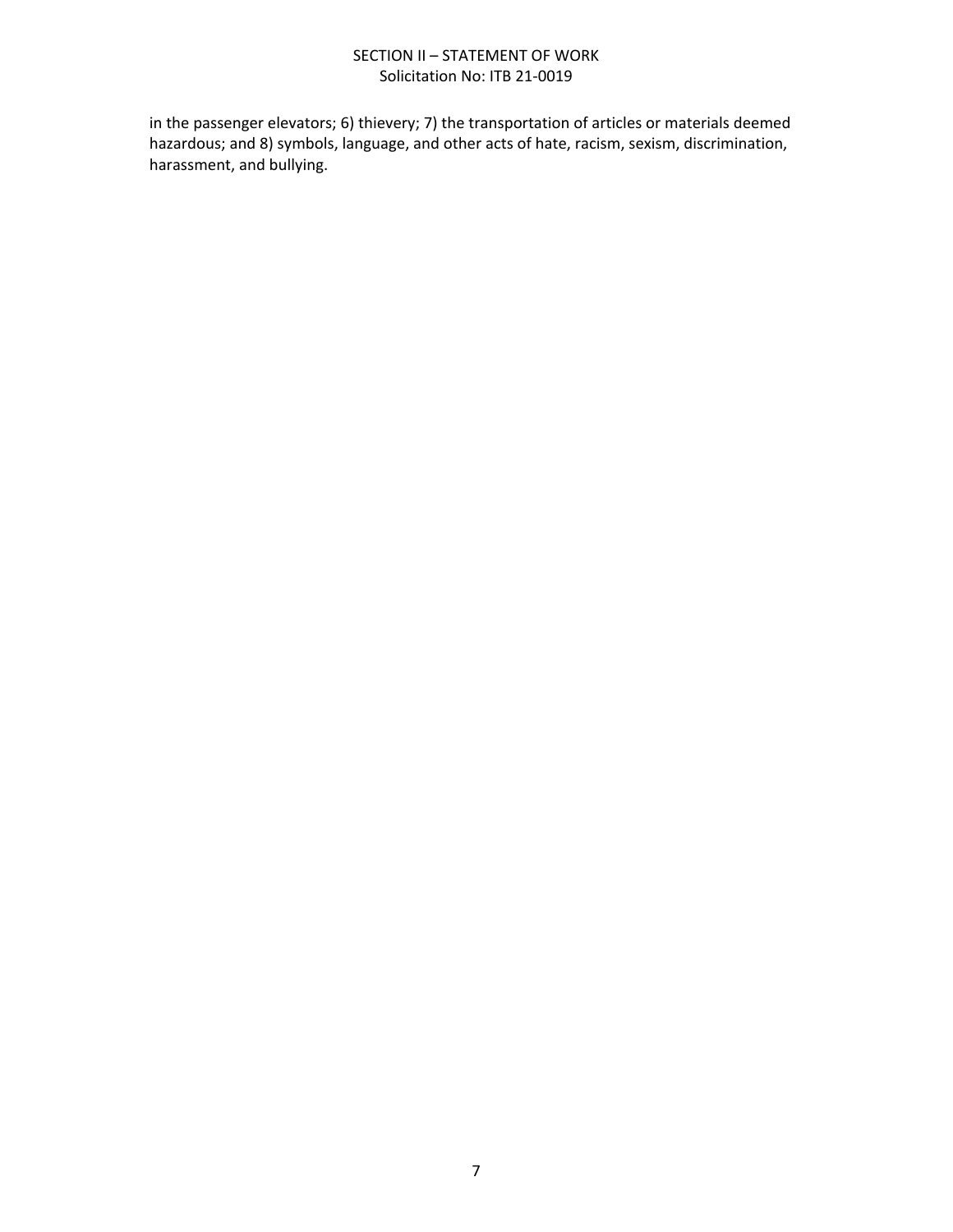in the passenger elevators; 6) thievery; 7) the transportation of articles or materials deemed hazardous; and 8) symbols, language, and other acts of hate, racism, sexism, discrimination, harassment, and bullying.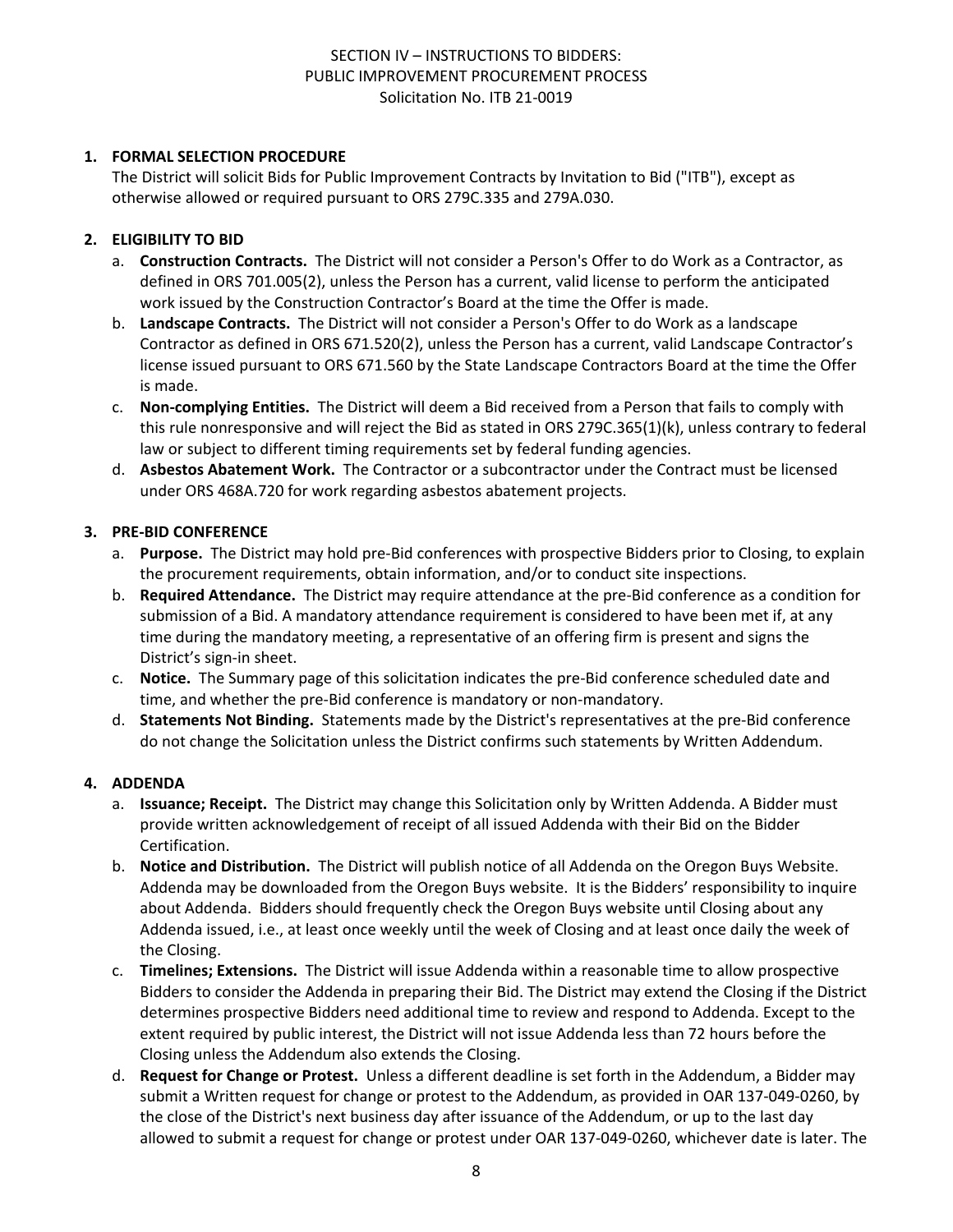SECTION IV – INSTRUCTIONS TO BIDDERS:
PUBLIC IMPROVEMENT PROCUREMENT PROCESS
Solicitation No. ITB 21-0019

**1. FORMAL SELECTION PROCEDURE**

The District will solicit Bids for Public Improvement Contracts by Invitation to Bid ("ITB"), except as otherwise allowed or required pursuant to ORS 279C.335 and 279A.030.

**2. ELIGIBILITY TO BID**

a. **Construction Contracts.** The District will not consider a Person's Offer to do Work as a Contractor, as defined in ORS 701.005(2), unless the Person has a current, valid license to perform the anticipated work issued by the Construction Contractor's Board at the time the Offer is made.

b. **Landscape Contracts.** The District will not consider a Person's Offer to do Work as a landscape Contractor as defined in ORS 671.520(2), unless the Person has a current, valid Landscape Contractor's license issued pursuant to ORS 671.560 by the State Landscape Contractors Board at the time the Offer is made.

c. **Non-complying Entities.** The District will deem a Bid received from a Person that fails to comply with this rule nonresponsive and will reject the Bid as stated in ORS 279C.365(1)(k), unless contrary to federal law or subject to different timing requirements set by federal funding agencies.

d. **Asbestos Abatement Work.** The Contractor or a subcontractor under the Contract must be licensed under ORS 468A.720 for work regarding asbestos abatement projects.

**3. PRE-BID CONFERENCE**

a. **Purpose.** The District may hold pre-Bid conferences with prospective Bidders prior to Closing, to explain the procurement requirements, obtain information, and/or to conduct site inspections.

b. **Required Attendance.** The District may require attendance at the pre-Bid conference as a condition for submission of a Bid. A mandatory attendance requirement is considered to have been met if, at any time during the mandatory meeting, a representative of an offering firm is present and signs the District's sign-in sheet.

c. **Notice.** The Summary page of this solicitation indicates the pre-Bid conference scheduled date and time, and whether the pre-Bid conference is mandatory or non-mandatory.

d. **Statements Not Binding.** Statements made by the District's representatives at the pre-Bid conference do not change the Solicitation unless the District confirms such statements by Written Addendum.

**4. ADDENDA**

a. **Issuance; Receipt.** The District may change this Solicitation only by Written Addenda. A Bidder must provide written acknowledgement of receipt of all issued Addenda with their Bid on the Bidder Certification.

b. **Notice and Distribution.** The District will publish notice of all Addenda on the Oregon Buys Website. Addenda may be downloaded from the Oregon Buys website. It is the Bidders' responsibility to inquire about Addenda. Bidders should frequently check the Oregon Buys website until Closing about any Addenda issued, i.e., at least once weekly until the week of Closing and at least once daily the week of the Closing.

c. **Timelines; Extensions.** The District will issue Addenda within a reasonable time to allow prospective Bidders to consider the Addenda in preparing their Bid. The District may extend the Closing if the District determines prospective Bidders need additional time to review and respond to Addenda. Except to the extent required by public interest, the District will not issue Addenda less than 72 hours before the Closing unless the Addendum also extends the Closing.

d. **Request for Change or Protest.** Unless a different deadline is set forth in the Addendum, a Bidder may submit a Written request for change or protest to the Addendum, as provided in OAR 137-049-0260, by the close of the District's next business day after issuance of the Addendum, or up to the last day allowed to submit a request for change or protest under OAR 137-049-0260, whichever date is later. The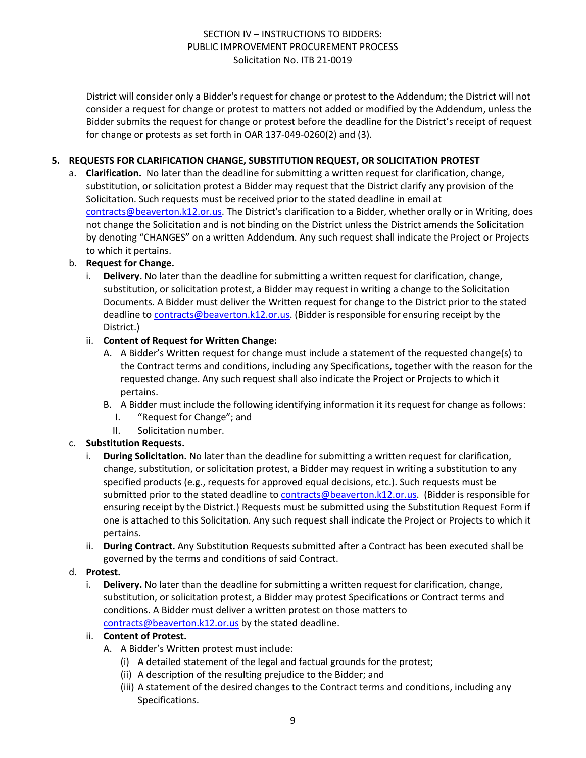District will consider only a Bidder's request for change or protest to the Addendum; the District will not consider a request for change or protest to matters not added or modified by the Addendum, unless the Bidder submits the request for change or protest before the deadline for the District's receipt of request for change or protests as set forth in OAR 137-049-0260(2) and (3).

## 5. REQUESTS FOR CLARIFICATION CHANGE, SUBSTITUTION REQUEST, OR SOLICITATION PROTEST

a. **Clarification.** No later than the deadline for submitting a written request for clarification, change, substitution, or solicitation protest a Bidder may request that the District clarify any provision of the Solicitation. Such requests must be received prior to the stated deadline in email at contracts@beaverton.k12.or.us. The District's clarification to a Bidder, whether orally or in Writing, does not change the Solicitation and is not binding on the District unless the District amends the Solicitation by denoting "CHANGES" on a written Addendum. Any such request shall indicate the Project or Projects to which it pertains.

b. **Request for Change.**
   - i. **Delivery.** No later than the deadline for submitting a written request for clarification, change, substitution, or solicitation protest, a Bidder may request in writing a change to the Solicitation Documents. A Bidder must deliver the Written request for change to the District prior to the stated deadline to contracts@beaverton.k12.or.us. (Bidder is responsible for ensuring receipt by the District.)
   - ii. **Content of Request for Written Change:**
     - A. A Bidder's Written request for change must include a statement of the requested change(s) to the Contract terms and conditions, including any Specifications, together with the reason for the requested change. Any such request shall also indicate the Project or Projects to which it pertains.
     - B. A Bidder must include the following identifying information it its request for change as follows:
       - I. "Request for Change"; and
       - II. Solicitation number.

c. **Substitution Requests.**
   - i. **During Solicitation.** No later than the deadline for submitting a written request for clarification, change, substitution, or solicitation protest, a Bidder may request in writing a substitution to any specified products (e.g., requests for approved equal decisions, etc.). Such requests must be submitted prior to the stated deadline to contracts@beaverton.k12.or.us. (Bidder is responsible for ensuring receipt by the District.) Requests must be submitted using the Substitution Request Form if one is attached to this Solicitation. Any such request shall indicate the Project or Projects to which it pertains.
   - ii. **During Contract.** Any Substitution Requests submitted after a Contract has been executed shall be governed by the terms and conditions of said Contract.

d. **Protest.**
   - i. **Delivery.** No later than the deadline for submitting a written request for clarification, change, substitution, or solicitation protest, a Bidder may protest Specifications or Contract terms and conditions. A Bidder must deliver a written protest on those matters to contracts@beaverton.k12.or.us by the stated deadline.
   - ii. **Content of Protest.**
     - A. A Bidder's Written protest must include:
       - (i) A detailed statement of the legal and factual grounds for the protest;
       - (ii) A description of the resulting prejudice to the Bidder; and
       - (iii) A statement of the desired changes to the Contract terms and conditions, including any Specifications.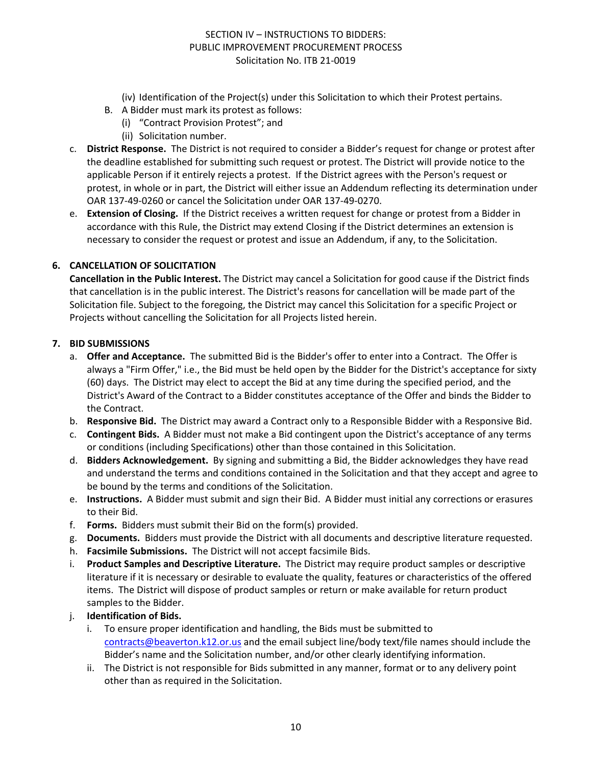(iv) Identification of the Project(s) under this Solicitation to which their Protest pertains.

B. A Bidder must mark its protest as follows:

(i) "Contract Provision Protest"; and

(ii) Solicitation number.

c. **District Response.** The District is not required to consider a Bidder's request for change or protest after the deadline established for submitting such request or protest. The District will provide notice to the applicable Person if it entirely rejects a protest. If the District agrees with the Person's request or protest, in whole or in part, the District will either issue an Addendum reflecting its determination under OAR 137-49-0260 or cancel the Solicitation under OAR 137-49-0270.

e. **Extension of Closing.** If the District receives a written request for change or protest from a Bidder in accordance with this Rule, the District may extend Closing if the District determines an extension is necessary to consider the request or protest and issue an Addendum, if any, to the Solicitation.

## 6. CANCELLATION OF SOLICITATION

**Cancellation in the Public Interest.** The District may cancel a Solicitation for good cause if the District finds that cancellation is in the public interest. The District's reasons for cancellation will be made part of the Solicitation file. Subject to the foregoing, the District may cancel this Solicitation for a specific Project or Projects without cancelling the Solicitation for all Projects listed herein.

## 7. BID SUBMISSIONS

a. **Offer and Acceptance.** The submitted Bid is the Bidder's offer to enter into a Contract. The Offer is always a "Firm Offer," i.e., the Bid must be held open by the Bidder for the District's acceptance for sixty (60) days. The District may elect to accept the Bid at any time during the specified period, and the District's Award of the Contract to a Bidder constitutes acceptance of the Offer and binds the Bidder to the Contract.

b. **Responsive Bid.** The District may award a Contract only to a Responsible Bidder with a Responsive Bid.

c. **Contingent Bids.** A Bidder must not make a Bid contingent upon the District's acceptance of any terms or conditions (including Specifications) other than those contained in this Solicitation.

d. **Bidders Acknowledgement.** By signing and submitting a Bid, the Bidder acknowledges they have read and understand the terms and conditions contained in the Solicitation and that they accept and agree to be bound by the terms and conditions of the Solicitation.

e. **Instructions.** A Bidder must submit and sign their Bid. A Bidder must initial any corrections or erasures to their Bid.

f. **Forms.** Bidders must submit their Bid on the form(s) provided.

g. **Documents.** Bidders must provide the District with all documents and descriptive literature requested.

h. **Facsimile Submissions.** The District will not accept facsimile Bids.

i. **Product Samples and Descriptive Literature.** The District may require product samples or descriptive literature if it is necessary or desirable to evaluate the quality, features or characteristics of the offered items. The District will dispose of product samples or return or make available for return product samples to the Bidder.

j. **Identification of Bids.**

i. To ensure proper identification and handling, the Bids must be submitted to contracts@beaverton.k12.or.us and the email subject line/body text/file names should include the Bidder's name and the Solicitation number, and/or other clearly identifying information.

ii. The District is not responsible for Bids submitted in any manner, format or to any delivery point other than as required in the Solicitation.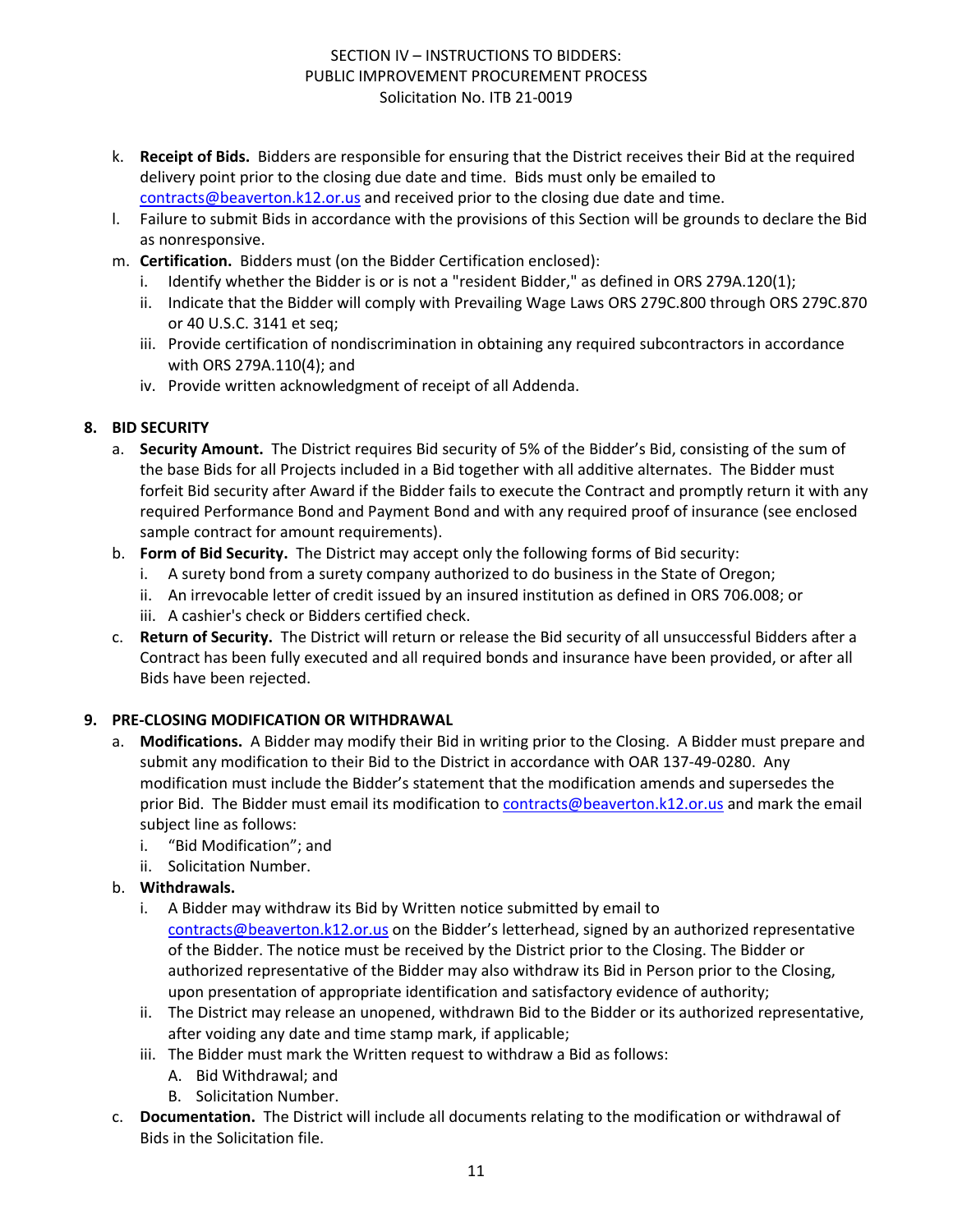k. **Receipt of Bids.** Bidders are responsible for ensuring that the District receives their Bid at the required delivery point prior to the closing due date and time. Bids must only be emailed to contracts@beaverton.k12.or.us and received prior to the closing due date and time.

l. Failure to submit Bids in accordance with the provisions of this Section will be grounds to declare the Bid as nonresponsive.

m. **Certification.** Bidders must (on the Bidder Certification enclosed):
   i. Identify whether the Bidder is or is not a "resident Bidder," as defined in ORS 279A.120(1);
   ii. Indicate that the Bidder will comply with Prevailing Wage Laws ORS 279C.800 through ORS 279C.870 or 40 U.S.C. 3141 et seq;
   iii. Provide certification of nondiscrimination in obtaining any required subcontractors in accordance with ORS 279A.110(4); and
   iv. Provide written acknowledgment of receipt of all Addenda.

## 8. BID SECURITY

a. **Security Amount.** The District requires Bid security of 5% of the Bidder's Bid, consisting of the sum of the base Bids for all Projects included in a Bid together with all additive alternates. The Bidder must forfeit Bid security after Award if the Bidder fails to execute the Contract and promptly return it with any required Performance Bond and Payment Bond and with any required proof of insurance (see enclosed sample contract for amount requirements).

b. **Form of Bid Security.** The District may accept only the following forms of Bid security:
   i. A surety bond from a surety company authorized to do business in the State of Oregon;
   ii. An irrevocable letter of credit issued by an insured institution as defined in ORS 706.008; or
   iii. A cashier's check or Bidders certified check.

c. **Return of Security.** The District will return or release the Bid security of all unsuccessful Bidders after a Contract has been fully executed and all required bonds and insurance have been provided, or after all Bids have been rejected.

## 9. PRE-CLOSING MODIFICATION OR WITHDRAWAL

a. **Modifications.** A Bidder may modify their Bid in writing prior to the Closing. A Bidder must prepare and submit any modification to their Bid to the District in accordance with OAR 137-49-0280. Any modification must include the Bidder's statement that the modification amends and supersedes the prior Bid. The Bidder must email its modification to contracts@beaverton.k12.or.us and mark the email subject line as follows:
   i. "Bid Modification"; and
   ii. Solicitation Number.

b. **Withdrawals.**
   i. A Bidder may withdraw its Bid by Written notice submitted by email to contracts@beaverton.k12.or.us on the Bidder's letterhead, signed by an authorized representative of the Bidder. The notice must be received by the District prior to the Closing. The Bidder or authorized representative of the Bidder may also withdraw its Bid in Person prior to the Closing, upon presentation of appropriate identification and satisfactory evidence of authority;
   ii. The District may release an unopened, withdrawn Bid to the Bidder or its authorized representative, after voiding any date and time stamp mark, if applicable;
   iii. The Bidder must mark the Written request to withdraw a Bid as follows:
      A. Bid Withdrawal; and
      B. Solicitation Number.

c. **Documentation.** The District will include all documents relating to the modification or withdrawal of Bids in the Solicitation file.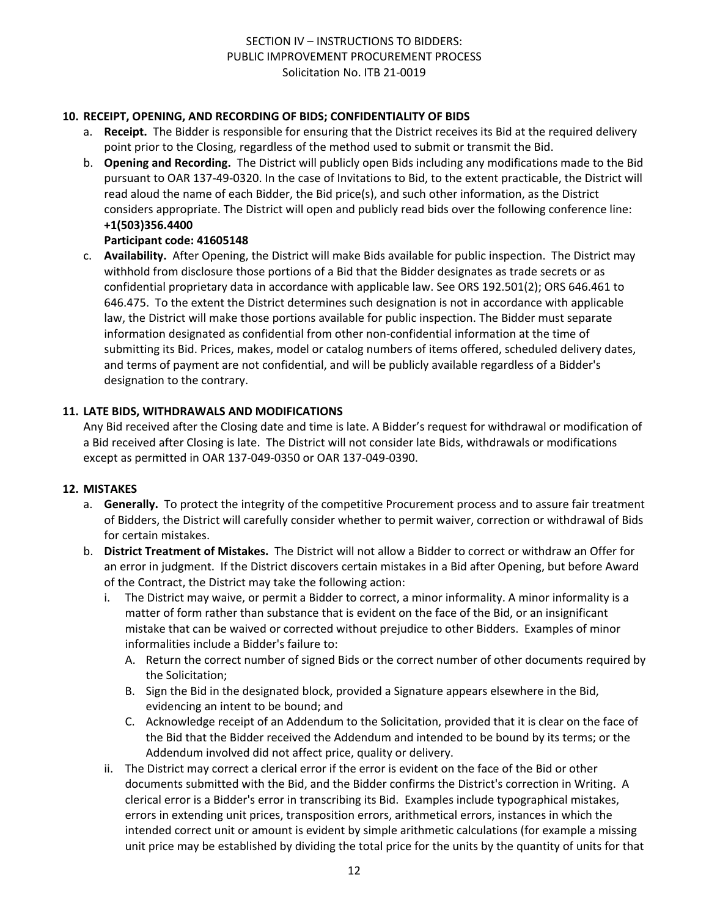## 10. RECEIPT, OPENING, AND RECORDING OF BIDS; CONFIDENTIALITY OF BIDS

a. **Receipt.** The Bidder is responsible for ensuring that the District receives its Bid at the required delivery point prior to the Closing, regardless of the method used to submit or transmit the Bid.

b. **Opening and Recording.** The District will publicly open Bids including any modifications made to the Bid pursuant to OAR 137-49-0320. In the case of Invitations to Bid, to the extent practicable, the District will read aloud the name of each Bidder, the Bid price(s), and such other information, as the District considers appropriate. The District will open and publicly read bids over the following conference line:
**+1(503)356.4400**
**Participant code: 41605148**

c. **Availability.** After Opening, the District will make Bids available for public inspection. The District may withhold from disclosure those portions of a Bid that the Bidder designates as trade secrets or as confidential proprietary data in accordance with applicable law. See ORS 192.501(2); ORS 646.461 to 646.475. To the extent the District determines such designation is not in accordance with applicable law, the District will make those portions available for public inspection. The Bidder must separate information designated as confidential from other non-confidential information at the time of submitting its Bid. Prices, makes, model or catalog numbers of items offered, scheduled delivery dates, and terms of payment are not confidential, and will be publicly available regardless of a Bidder's designation to the contrary.

## 11. LATE BIDS, WITHDRAWALS AND MODIFICATIONS

Any Bid received after the Closing date and time is late. A Bidder's request for withdrawal or modification of a Bid received after Closing is late. The District will not consider late Bids, withdrawals or modifications except as permitted in OAR 137-049-0350 or OAR 137-049-0390.

## 12. MISTAKES

a. **Generally.** To protect the integrity of the competitive Procurement process and to assure fair treatment of Bidders, the District will carefully consider whether to permit waiver, correction or withdrawal of Bids for certain mistakes.

b. **District Treatment of Mistakes.** The District will not allow a Bidder to correct or withdraw an Offer for an error in judgment. If the District discovers certain mistakes in a Bid after Opening, but before Award of the Contract, the District may take the following action:

   i. The District may waive, or permit a Bidder to correct, a minor informality. A minor informality is a matter of form rather than substance that is evident on the face of the Bid, or an insignificant mistake that can be waived or corrected without prejudice to other Bidders. Examples of minor informalities include a Bidder's failure to:

      A. Return the correct number of signed Bids or the correct number of other documents required by the Solicitation;

      B. Sign the Bid in the designated block, provided a Signature appears elsewhere in the Bid, evidencing an intent to be bound; and

      C. Acknowledge receipt of an Addendum to the Solicitation, provided that it is clear on the face of the Bid that the Bidder received the Addendum and intended to be bound by its terms; or the Addendum involved did not affect price, quality or delivery.

   ii. The District may correct a clerical error if the error is evident on the face of the Bid or other documents submitted with the Bid, and the Bidder confirms the District's correction in Writing. A clerical error is a Bidder's error in transcribing its Bid. Examples include typographical mistakes, errors in extending unit prices, transposition errors, arithmetical errors, instances in which the intended correct unit or amount is evident by simple arithmetic calculations (for example a missing unit price may be established by dividing the total price for the units by the quantity of units for that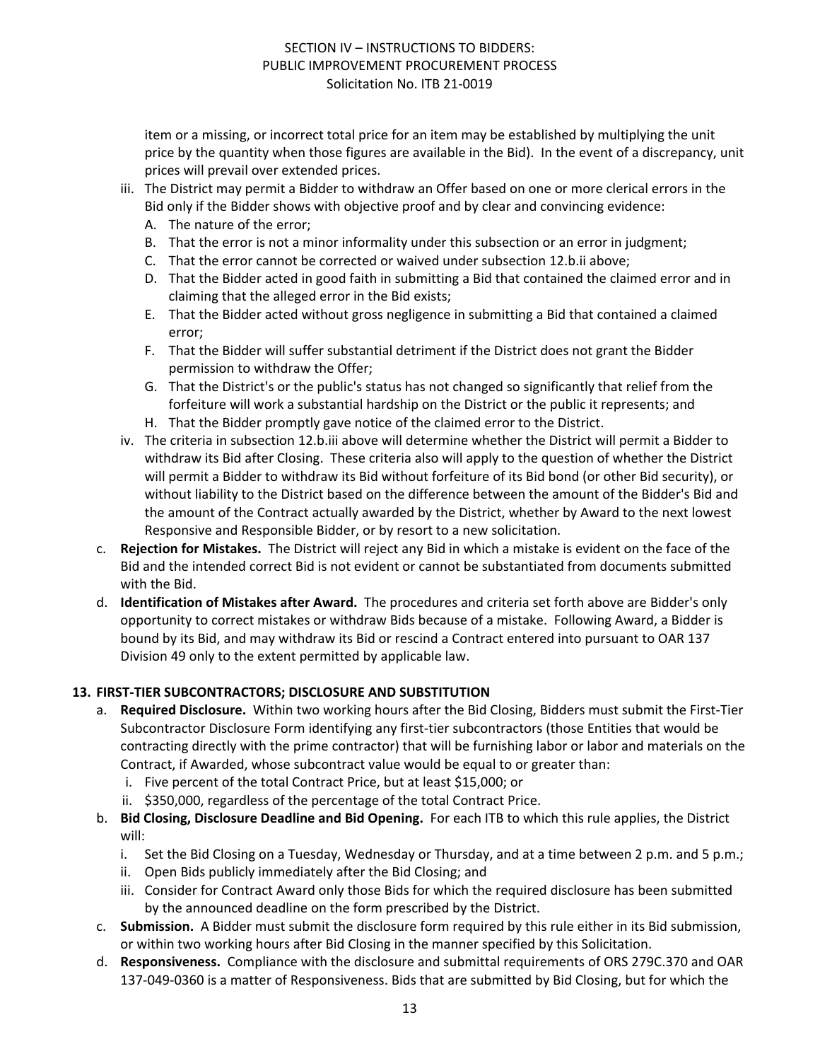item or a missing, or incorrect total price for an item may be established by multiplying the unit price by the quantity when those figures are available in the Bid). In the event of a discrepancy, unit prices will prevail over extended prices.

iii. The District may permit a Bidder to withdraw an Offer based on one or more clerical errors in the Bid only if the Bidder shows with objective proof and by clear and convincing evidence:
   A. The nature of the error;
   B. That the error is not a minor informality under this subsection or an error in judgment;
   C. That the error cannot be corrected or waived under subsection 12.b.ii above;
   D. That the Bidder acted in good faith in submitting a Bid that contained the claimed error and in claiming that the alleged error in the Bid exists;
   E. That the Bidder acted without gross negligence in submitting a Bid that contained a claimed error;
   F. That the Bidder will suffer substantial detriment if the District does not grant the Bidder permission to withdraw the Offer;
   G. That the District's or the public's status has not changed so significantly that relief from the forfeiture will work a substantial hardship on the District or the public it represents; and
   H. That the Bidder promptly gave notice of the claimed error to the District.

iv. The criteria in subsection 12.b.iii above will determine whether the District will permit a Bidder to withdraw its Bid after Closing. These criteria also will apply to the question of whether the District will permit a Bidder to withdraw its Bid without forfeiture of its Bid bond (or other Bid security), or without liability to the District based on the difference between the amount of the Bidder's Bid and the amount of the Contract actually awarded by the District, whether by Award to the next lowest Responsive and Responsible Bidder, or by resort to a new solicitation.

c. **Rejection for Mistakes.** The District will reject any Bid in which a mistake is evident on the face of the Bid and the intended correct Bid is not evident or cannot be substantiated from documents submitted with the Bid.

d. **Identification of Mistakes after Award.** The procedures and criteria set forth above are Bidder's only opportunity to correct mistakes or withdraw Bids because of a mistake. Following Award, a Bidder is bound by its Bid, and may withdraw its Bid or rescind a Contract entered into pursuant to OAR 137 Division 49 only to the extent permitted by applicable law.

**13. FIRST-TIER SUBCONTRACTORS; DISCLOSURE AND SUBSTITUTION**

a. **Required Disclosure.** Within two working hours after the Bid Closing, Bidders must submit the First-Tier Subcontractor Disclosure Form identifying any first-tier subcontractors (those Entities that would be contracting directly with the prime contractor) that will be furnishing labor or labor and materials on the Contract, if Awarded, whose subcontract value would be equal to or greater than:
   i. Five percent of the total Contract Price, but at least $15,000; or
   ii. $350,000, regardless of the percentage of the total Contract Price.

b. **Bid Closing, Disclosure Deadline and Bid Opening.** For each ITB to which this rule applies, the District will:
   i. Set the Bid Closing on a Tuesday, Wednesday or Thursday, and at a time between 2 p.m. and 5 p.m.;
   ii. Open Bids publicly immediately after the Bid Closing; and
   iii. Consider for Contract Award only those Bids for which the required disclosure has been submitted by the announced deadline on the form prescribed by the District.

c. **Submission.** A Bidder must submit the disclosure form required by this rule either in its Bid submission, or within two working hours after Bid Closing in the manner specified by this Solicitation.

d. **Responsiveness.** Compliance with the disclosure and submittal requirements of ORS 279C.370 and OAR 137-049-0360 is a matter of Responsiveness. Bids that are submitted by Bid Closing, but for which the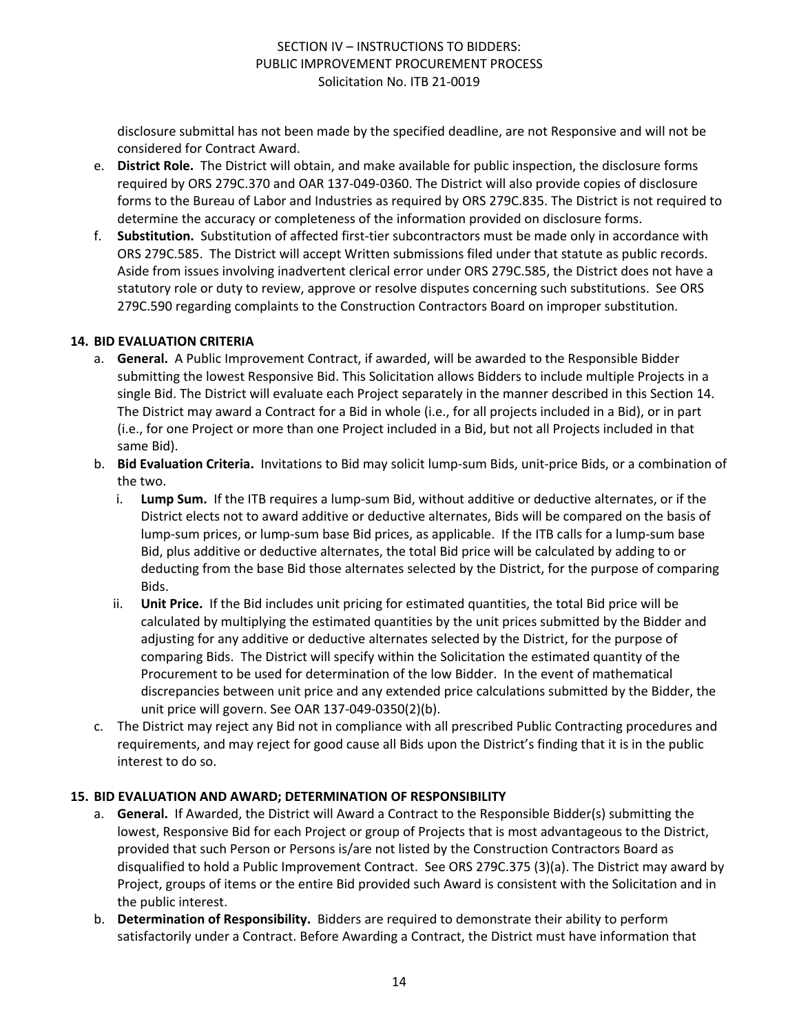disclosure submittal has not been made by the specified deadline, are not Responsive and will not be considered for Contract Award.

e. **District Role.** The District will obtain, and make available for public inspection, the disclosure forms required by ORS 279C.370 and OAR 137-049-0360. The District will also provide copies of disclosure forms to the Bureau of Labor and Industries as required by ORS 279C.835. The District is not required to determine the accuracy or completeness of the information provided on disclosure forms.

f. **Substitution.** Substitution of affected first-tier subcontractors must be made only in accordance with ORS 279C.585. The District will accept Written submissions filed under that statute as public records. Aside from issues involving inadvertent clerical error under ORS 279C.585, the District does not have a statutory role or duty to review, approve or resolve disputes concerning such substitutions. See ORS 279C.590 regarding complaints to the Construction Contractors Board on improper substitution.

**14. BID EVALUATION CRITERIA**

a. **General.** A Public Improvement Contract, if awarded, will be awarded to the Responsible Bidder submitting the lowest Responsive Bid. This Solicitation allows Bidders to include multiple Projects in a single Bid. The District will evaluate each Project separately in the manner described in this Section 14. The District may award a Contract for a Bid in whole (i.e., for all projects included in a Bid), or in part (i.e., for one Project or more than one Project included in a Bid, but not all Projects included in that same Bid).

b. **Bid Evaluation Criteria.** Invitations to Bid may solicit lump-sum Bids, unit-price Bids, or a combination of the two.

   i. **Lump Sum.** If the ITB requires a lump-sum Bid, without additive or deductive alternates, or if the District elects not to award additive or deductive alternates, Bids will be compared on the basis of lump-sum prices, or lump-sum base Bid prices, as applicable. If the ITB calls for a lump-sum base Bid, plus additive or deductive alternates, the total Bid price will be calculated by adding to or deducting from the base Bid those alternates selected by the District, for the purpose of comparing Bids.

   ii. **Unit Price.** If the Bid includes unit pricing for estimated quantities, the total Bid price will be calculated by multiplying the estimated quantities by the unit prices submitted by the Bidder and adjusting for any additive or deductive alternates selected by the District, for the purpose of comparing Bids. The District will specify within the Solicitation the estimated quantity of the Procurement to be used for determination of the low Bidder. In the event of mathematical discrepancies between unit price and any extended price calculations submitted by the Bidder, the unit price will govern. See OAR 137-049-0350(2)(b).

c. The District may reject any Bid not in compliance with all prescribed Public Contracting procedures and requirements, and may reject for good cause all Bids upon the District's finding that it is in the public interest to do so.

**15. BID EVALUATION AND AWARD; DETERMINATION OF RESPONSIBILITY**

a. **General.** If Awarded, the District will Award a Contract to the Responsible Bidder(s) submitting the lowest, Responsive Bid for each Project or group of Projects that is most advantageous to the District, provided that such Person or Persons is/are not listed by the Construction Contractors Board as disqualified to hold a Public Improvement Contract. See ORS 279C.375 (3)(a). The District may award by Project, groups of items or the entire Bid provided such Award is consistent with the Solicitation and in the public interest.

b. **Determination of Responsibility.** Bidders are required to demonstrate their ability to perform satisfactorily under a Contract. Before Awarding a Contract, the District must have information that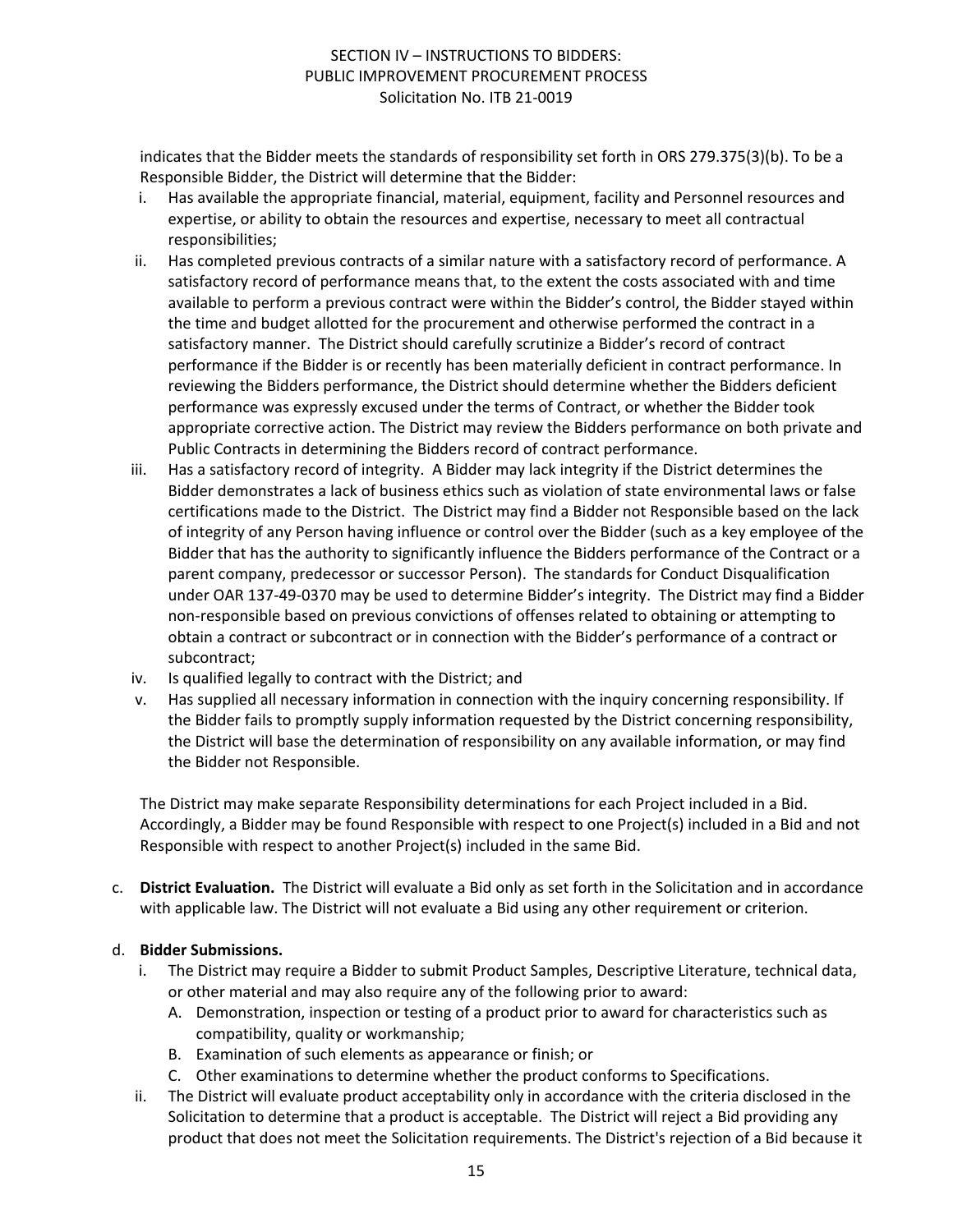indicates that the Bidder meets the standards of responsibility set forth in ORS 279.375(3)(b). To be a Responsible Bidder, the District will determine that the Bidder:

i. Has available the appropriate financial, material, equipment, facility and Personnel resources and expertise, or ability to obtain the resources and expertise, necessary to meet all contractual responsibilities;
ii. Has completed previous contracts of a similar nature with a satisfactory record of performance. A satisfactory record of performance means that, to the extent the costs associated with and time available to perform a previous contract were within the Bidder's control, the Bidder stayed within the time and budget allotted for the procurement and otherwise performed the contract in a satisfactory manner. The District should carefully scrutinize a Bidder's record of contract performance if the Bidder is or recently has been materially deficient in contract performance. In reviewing the Bidders performance, the District should determine whether the Bidders deficient performance was expressly excused under the terms of Contract, or whether the Bidder took appropriate corrective action. The District may review the Bidders performance on both private and Public Contracts in determining the Bidders record of contract performance.
iii. Has a satisfactory record of integrity. A Bidder may lack integrity if the District determines the Bidder demonstrates a lack of business ethics such as violation of state environmental laws or false certifications made to the District. The District may find a Bidder not Responsible based on the lack of integrity of any Person having influence or control over the Bidder (such as a key employee of the Bidder that has the authority to significantly influence the Bidders performance of the Contract or a parent company, predecessor or successor Person). The standards for Conduct Disqualification under OAR 137-49-0370 may be used to determine Bidder's integrity. The District may find a Bidder non-responsible based on previous convictions of offenses related to obtaining or attempting to obtain a contract or subcontract or in connection with the Bidder's performance of a contract or subcontract;
iv. Is qualified legally to contract with the District; and
v. Has supplied all necessary information in connection with the inquiry concerning responsibility. If the Bidder fails to promptly supply information requested by the District concerning responsibility, the District will base the determination of responsibility on any available information, or may find the Bidder not Responsible.

The District may make separate Responsibility determinations for each Project included in a Bid. Accordingly, a Bidder may be found Responsible with respect to one Project(s) included in a Bid and not Responsible with respect to another Project(s) included in the same Bid.

c. **District Evaluation.** The District will evaluate a Bid only as set forth in the Solicitation and in accordance with applicable law. The District will not evaluate a Bid using any other requirement or criterion.

d. **Bidder Submissions.**
   i. The District may require a Bidder to submit Product Samples, Descriptive Literature, technical data, or other material and may also require any of the following prior to award:
      A. Demonstration, inspection or testing of a product prior to award for characteristics such as compatibility, quality or workmanship;
      B. Examination of such elements as appearance or finish; or
      C. Other examinations to determine whether the product conforms to Specifications.
   ii. The District will evaluate product acceptability only in accordance with the criteria disclosed in the Solicitation to determine that a product is acceptable. The District will reject a Bid providing any product that does not meet the Solicitation requirements. The District's rejection of a Bid because it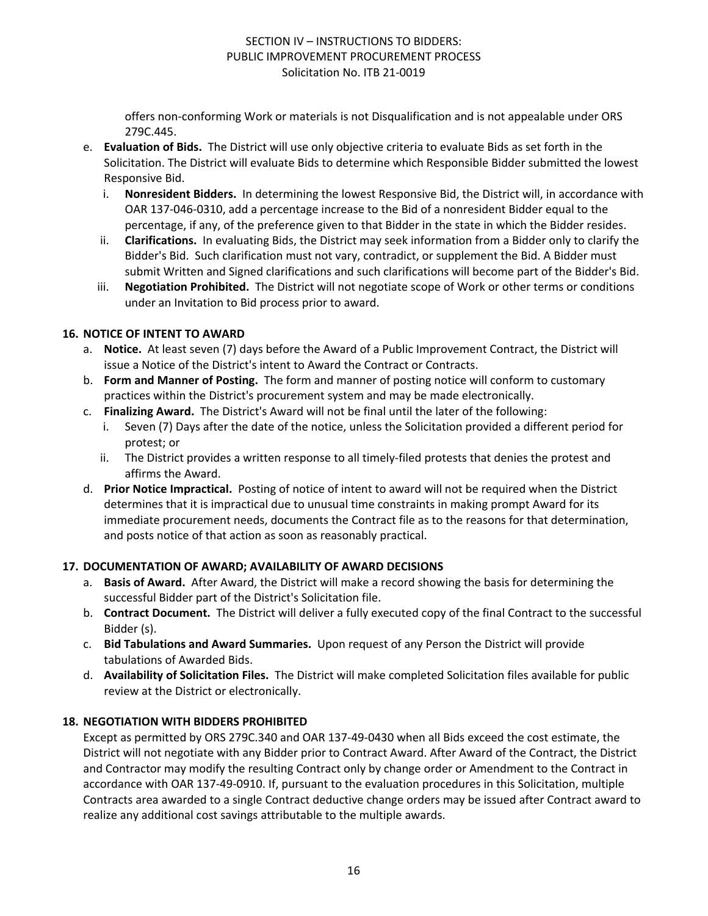offers non-conforming Work or materials is not Disqualification and is not appealable under ORS 279C.445.

e. **Evaluation of Bids.** The District will use only objective criteria to evaluate Bids as set forth in the Solicitation. The District will evaluate Bids to determine which Responsible Bidder submitted the lowest Responsive Bid.
   i. **Nonresident Bidders.** In determining the lowest Responsive Bid, the District will, in accordance with OAR 137-046-0310, add a percentage increase to the Bid of a nonresident Bidder equal to the percentage, if any, of the preference given to that Bidder in the state in which the Bidder resides.
   ii. **Clarifications.** In evaluating Bids, the District may seek information from a Bidder only to clarify the Bidder's Bid. Such clarification must not vary, contradict, or supplement the Bid. A Bidder must submit Written and Signed clarifications and such clarifications will become part of the Bidder's Bid.
   iii. **Negotiation Prohibited.** The District will not negotiate scope of Work or other terms or conditions under an Invitation to Bid process prior to award.

## 16. NOTICE OF INTENT TO AWARD

a. **Notice.** At least seven (7) days before the Award of a Public Improvement Contract, the District will issue a Notice of the District's intent to Award the Contract or Contracts.

b. **Form and Manner of Posting.** The form and manner of posting notice will conform to customary practices within the District's procurement system and may be made electronically.

c. **Finalizing Award.** The District's Award will not be final until the later of the following:
   i. Seven (7) Days after the date of the notice, unless the Solicitation provided a different period for protest; or
   ii. The District provides a written response to all timely-filed protests that denies the protest and affirms the Award.

d. **Prior Notice Impractical.** Posting of notice of intent to award will not be required when the District determines that it is impractical due to unusual time constraints in making prompt Award for its immediate procurement needs, documents the Contract file as to the reasons for that determination, and posts notice of that action as soon as reasonably practical.

## 17. DOCUMENTATION OF AWARD; AVAILABILITY OF AWARD DECISIONS

a. **Basis of Award.** After Award, the District will make a record showing the basis for determining the successful Bidder part of the District's Solicitation file.

b. **Contract Document.** The District will deliver a fully executed copy of the final Contract to the successful Bidder (s).

c. **Bid Tabulations and Award Summaries.** Upon request of any Person the District will provide tabulations of Awarded Bids.

d. **Availability of Solicitation Files.** The District will make completed Solicitation files available for public review at the District or electronically.

## 18. NEGOTIATION WITH BIDDERS PROHIBITED

Except as permitted by ORS 279C.340 and OAR 137-49-0430 when all Bids exceed the cost estimate, the District will not negotiate with any Bidder prior to Contract Award. After Award of the Contract, the District and Contractor may modify the resulting Contract only by change order or Amendment to the Contract in accordance with OAR 137-49-0910. If, pursuant to the evaluation procedures in this Solicitation, multiple Contracts area awarded to a single Contract deductive change orders may be issued after Contract award to realize any additional cost savings attributable to the multiple awards.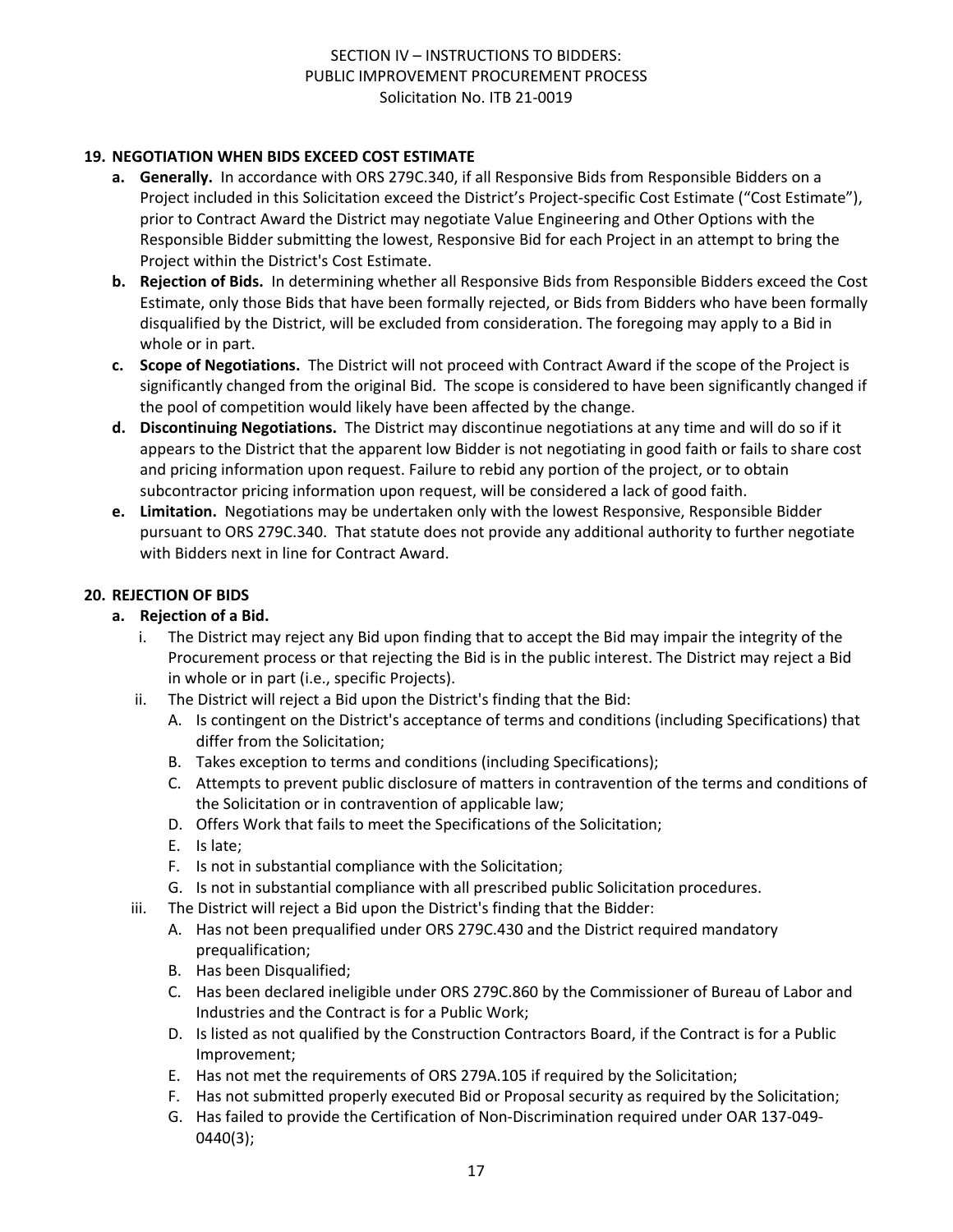## 19. NEGOTIATION WHEN BIDS EXCEED COST ESTIMATE

a. **Generally.** In accordance with ORS 279C.340, if all Responsive Bids from Responsible Bidders on a Project included in this Solicitation exceed the District's Project-specific Cost Estimate ("Cost Estimate"), prior to Contract Award the District may negotiate Value Engineering and Other Options with the Responsible Bidder submitting the lowest, Responsive Bid for each Project in an attempt to bring the Project within the District's Cost Estimate.

b. **Rejection of Bids.** In determining whether all Responsive Bids from Responsible Bidders exceed the Cost Estimate, only those Bids that have been formally rejected, or Bids from Bidders who have been formally disqualified by the District, will be excluded from consideration. The foregoing may apply to a Bid in whole or in part.

c. **Scope of Negotiations.** The District will not proceed with Contract Award if the scope of the Project is significantly changed from the original Bid. The scope is considered to have been significantly changed if the pool of competition would likely have been affected by the change.

d. **Discontinuing Negotiations.** The District may discontinue negotiations at any time and will do so if it appears to the District that the apparent low Bidder is not negotiating in good faith or fails to share cost and pricing information upon request. Failure to rebid any portion of the project, or to obtain subcontractor pricing information upon request, will be considered a lack of good faith.

e. **Limitation.** Negotiations may be undertaken only with the lowest Responsive, Responsible Bidder pursuant to ORS 279C.340. That statute does not provide any additional authority to further negotiate with Bidders next in line for Contract Award.

## 20. REJECTION OF BIDS

a. **Rejection of a Bid.**

   i. The District may reject any Bid upon finding that to accept the Bid may impair the integrity of the Procurement process or that rejecting the Bid is in the public interest. The District may reject a Bid in whole or in part (i.e., specific Projects).

   ii. The District will reject a Bid upon the District's finding that the Bid:

      A. Is contingent on the District's acceptance of terms and conditions (including Specifications) that differ from the Solicitation;
      B. Takes exception to terms and conditions (including Specifications);
      C. Attempts to prevent public disclosure of matters in contravention of the terms and conditions of the Solicitation or in contravention of applicable law;
      D. Offers Work that fails to meet the Specifications of the Solicitation;
      E. Is late;
      F. Is not in substantial compliance with the Solicitation;
      G. Is not in substantial compliance with all prescribed public Solicitation procedures.

   iii. The District will reject a Bid upon the District's finding that the Bidder:

      A. Has not been prequalified under ORS 279C.430 and the District required mandatory prequalification;
      B. Has been Disqualified;
      C. Has been declared ineligible under ORS 279C.860 by the Commissioner of Bureau of Labor and Industries and the Contract is for a Public Work;
      D. Is listed as not qualified by the Construction Contractors Board, if the Contract is for a Public Improvement;
      E. Has not met the requirements of ORS 279A.105 if required by the Solicitation;
      F. Has not submitted properly executed Bid or Proposal security as required by the Solicitation;
      G. Has failed to provide the Certification of Non-Discrimination required under OAR 137-049-0440(3);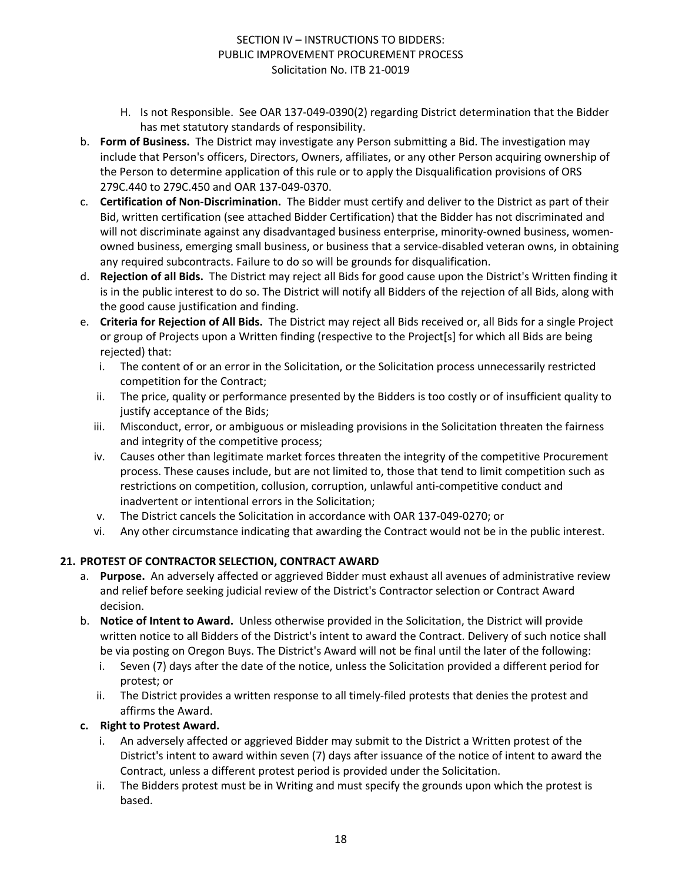H. Is not Responsible. See OAR 137-049-0390(2) regarding District determination that the Bidder has met statutory standards of responsibility.

b. **Form of Business.** The District may investigate any Person submitting a Bid. The investigation may include that Person's officers, Directors, Owners, affiliates, or any other Person acquiring ownership of the Person to determine application of this rule or to apply the Disqualification provisions of ORS 279C.440 to 279C.450 and OAR 137-049-0370.

c. **Certification of Non-Discrimination.** The Bidder must certify and deliver to the District as part of their Bid, written certification (see attached Bidder Certification) that the Bidder has not discriminated and will not discriminate against any disadvantaged business enterprise, minority-owned business, women-owned business, emerging small business, or business that a service-disabled veteran owns, in obtaining any required subcontracts. Failure to do so will be grounds for disqualification.

d. **Rejection of all Bids.** The District may reject all Bids for good cause upon the District's Written finding it is in the public interest to do so. The District will notify all Bidders of the rejection of all Bids, along with the good cause justification and finding.

e. **Criteria for Rejection of All Bids.** The District may reject all Bids received or, all Bids for a single Project or group of Projects upon a Written finding (respective to the Project[s] for which all Bids are being rejected) that:
   i. The content of or an error in the Solicitation, or the Solicitation process unnecessarily restricted competition for the Contract;
   ii. The price, quality or performance presented by the Bidders is too costly or of insufficient quality to justify acceptance of the Bids;
   iii. Misconduct, error, or ambiguous or misleading provisions in the Solicitation threaten the fairness and integrity of the competitive process;
   iv. Causes other than legitimate market forces threaten the integrity of the competitive Procurement process. These causes include, but are not limited to, those that tend to limit competition such as restrictions on competition, collusion, corruption, unlawful anti-competitive conduct and inadvertent or intentional errors in the Solicitation;
   v. The District cancels the Solicitation in accordance with OAR 137-049-0270; or
   vi. Any other circumstance indicating that awarding the Contract would not be in the public interest.

## 21. PROTEST OF CONTRACTOR SELECTION, CONTRACT AWARD

a. **Purpose.** An adversely affected or aggrieved Bidder must exhaust all avenues of administrative review and relief before seeking judicial review of the District's Contractor selection or Contract Award decision.

b. **Notice of Intent to Award.** Unless otherwise provided in the Solicitation, the District will provide written notice to all Bidders of the District's intent to award the Contract. Delivery of such notice shall be via posting on Oregon Buys. The District's Award will not be final until the later of the following:
   i. Seven (7) days after the date of the notice, unless the Solicitation provided a different period for protest; or
   ii. The District provides a written response to all timely-filed protests that denies the protest and affirms the Award.

c. **Right to Protest Award.**
   i. An adversely affected or aggrieved Bidder may submit to the District a Written protest of the District's intent to award within seven (7) days after issuance of the notice of intent to award the Contract, unless a different protest period is provided under the Solicitation.
   ii. The Bidders protest must be in Writing and must specify the grounds upon which the protest is based.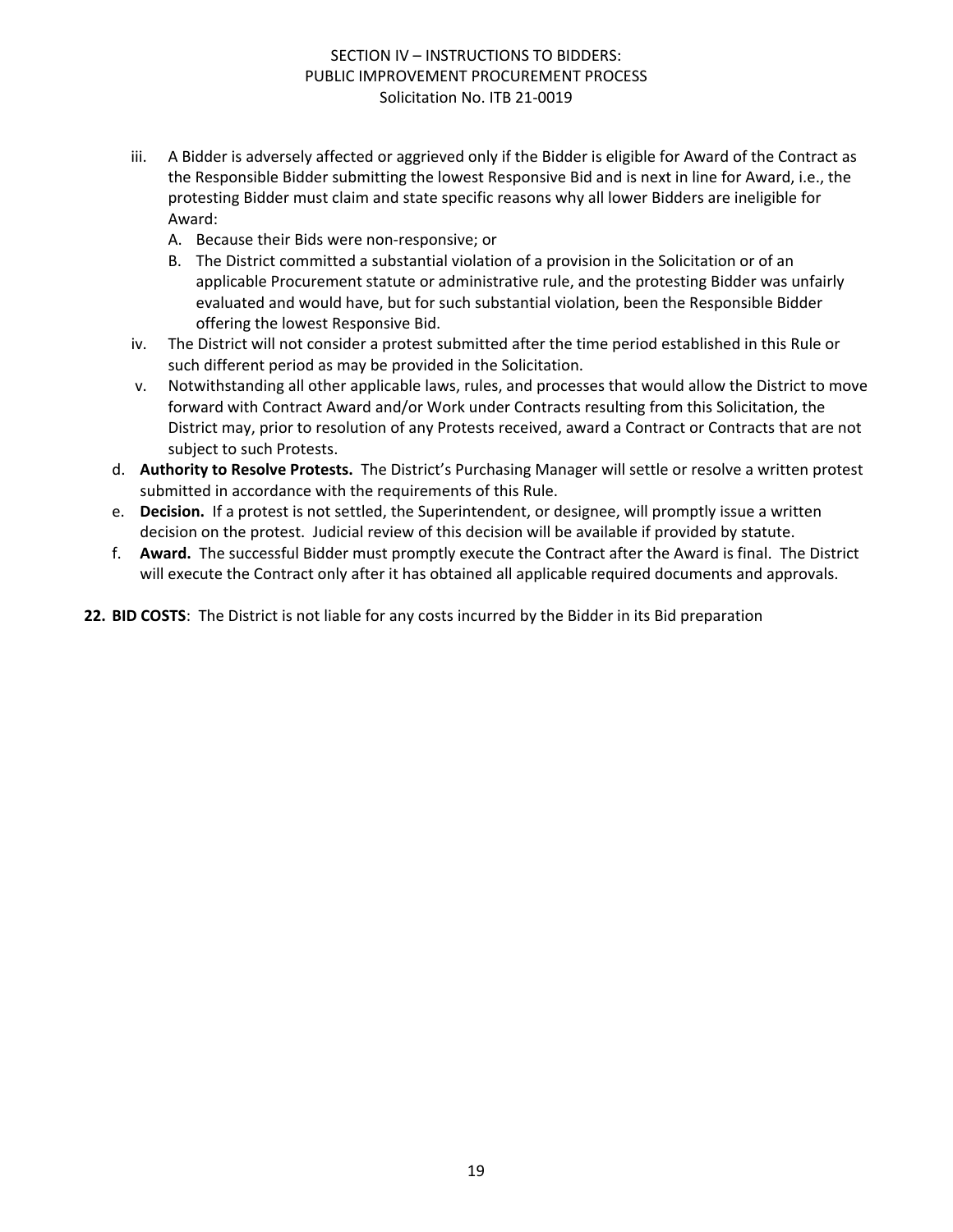iii. A Bidder is adversely affected or aggrieved only if the Bidder is eligible for Award of the Contract as the Responsible Bidder submitting the lowest Responsive Bid and is next in line for Award, i.e., the protesting Bidder must claim and state specific reasons why all lower Bidders are ineligible for Award:

   A. Because their Bids were non-responsive; or
   B. The District committed a substantial violation of a provision in the Solicitation or of an applicable Procurement statute or administrative rule, and the protesting Bidder was unfairly evaluated and would have, but for such substantial violation, been the Responsible Bidder offering the lowest Responsive Bid.

iv. The District will not consider a protest submitted after the time period established in this Rule or such different period as may be provided in the Solicitation.

v. Notwithstanding all other applicable laws, rules, and processes that would allow the District to move forward with Contract Award and/or Work under Contracts resulting from this Solicitation, the District may, prior to resolution of any Protests received, award a Contract or Contracts that are not subject to such Protests.

d. **Authority to Resolve Protests.** The District's Purchasing Manager will settle or resolve a written protest submitted in accordance with the requirements of this Rule.

e. **Decision.** If a protest is not settled, the Superintendent, or designee, will promptly issue a written decision on the protest. Judicial review of this decision will be available if provided by statute.

f. **Award.** The successful Bidder must promptly execute the Contract after the Award is final. The District will execute the Contract only after it has obtained all applicable required documents and approvals.

**22. BID COSTS**: The District is not liable for any costs incurred by the Bidder in its Bid preparation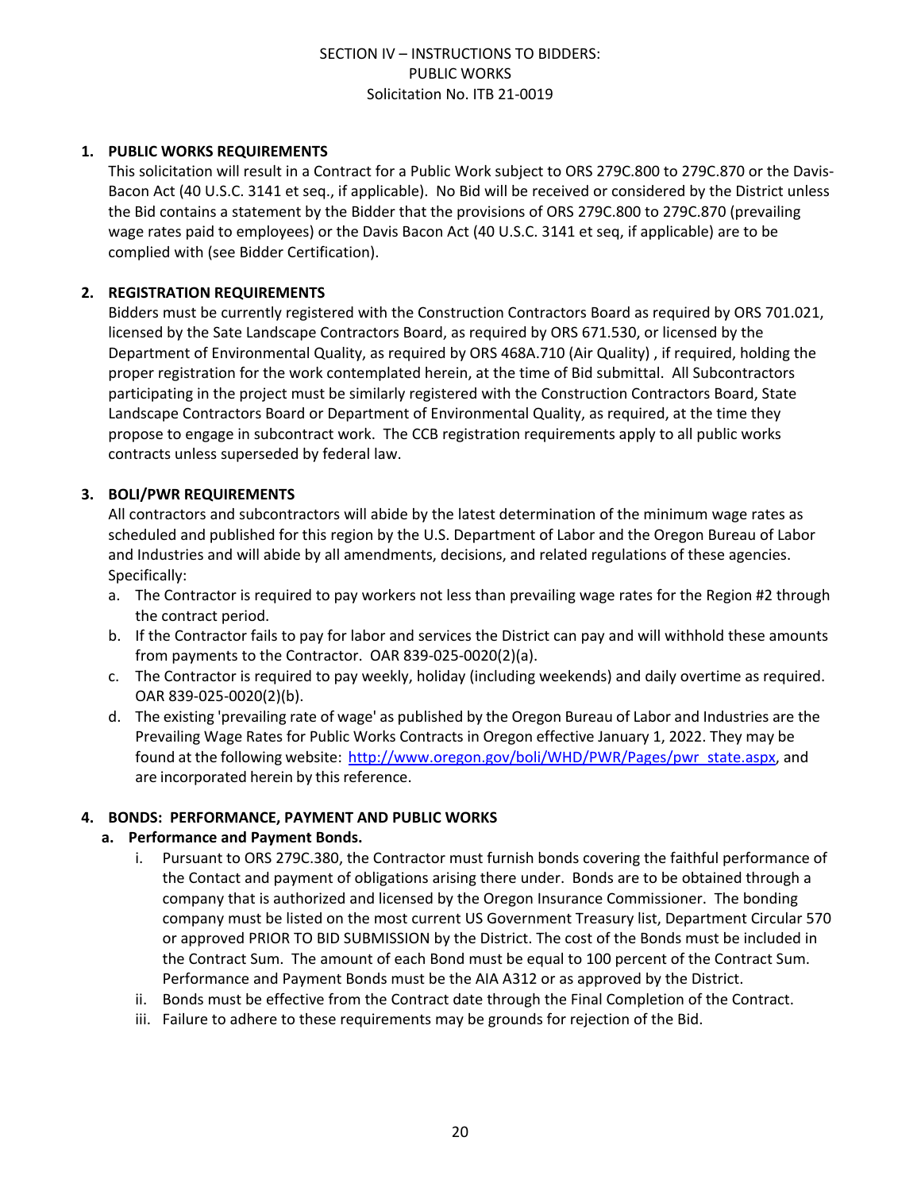SECTION IV – INSTRUCTIONS TO BIDDERS:
PUBLIC WORKS
Solicitation No. ITB 21-0019

**1. PUBLIC WORKS REQUIREMENTS**

This solicitation will result in a Contract for a Public Work subject to ORS 279C.800 to 279C.870 or the Davis-Bacon Act (40 U.S.C. 3141 et seq., if applicable). No Bid will be received or considered by the District unless the Bid contains a statement by the Bidder that the provisions of ORS 279C.800 to 279C.870 (prevailing wage rates paid to employees) or the Davis Bacon Act (40 U.S.C. 3141 et seq, if applicable) are to be complied with (see Bidder Certification).

**2. REGISTRATION REQUIREMENTS**

Bidders must be currently registered with the Construction Contractors Board as required by ORS 701.021, licensed by the Sate Landscape Contractors Board, as required by ORS 671.530, or licensed by the Department of Environmental Quality, as required by ORS 468A.710 (Air Quality) , if required, holding the proper registration for the work contemplated herein, at the time of Bid submittal. All Subcontractors participating in the project must be similarly registered with the Construction Contractors Board, State Landscape Contractors Board or Department of Environmental Quality, as required, at the time they propose to engage in subcontract work. The CCB registration requirements apply to all public works contracts unless superseded by federal law.

**3. BOLI/PWR REQUIREMENTS**

All contractors and subcontractors will abide by the latest determination of the minimum wage rates as scheduled and published for this region by the U.S. Department of Labor and the Oregon Bureau of Labor and Industries and will abide by all amendments, decisions, and related regulations of these agencies. Specifically:

a. The Contractor is required to pay workers not less than prevailing wage rates for the Region #2 through the contract period.
b. If the Contractor fails to pay for labor and services the District can pay and will withhold these amounts from payments to the Contractor. OAR 839-025-0020(2)(a).
c. The Contractor is required to pay weekly, holiday (including weekends) and daily overtime as required. OAR 839-025-0020(2)(b).
d. The existing 'prevailing rate of wage' as published by the Oregon Bureau of Labor and Industries are the Prevailing Wage Rates for Public Works Contracts in Oregon effective January 1, 2022. They may be found at the following website: [http://www.oregon.gov/boli/WHD/PWR/Pages/pwr_state.aspx](http://www.oregon.gov/boli/WHD/PWR/Pages/pwr_state.aspx), and are incorporated herein by this reference.

**4. BONDS: PERFORMANCE, PAYMENT AND PUBLIC WORKS**

**a. Performance and Payment Bonds.**

i. Pursuant to ORS 279C.380, the Contractor must furnish bonds covering the faithful performance of the Contact and payment of obligations arising there under. Bonds are to be obtained through a company that is authorized and licensed by the Oregon Insurance Commissioner. The bonding company must be listed on the most current US Government Treasury list, Department Circular 570 or approved PRIOR TO BID SUBMISSION by the District. The cost of the Bonds must be included in the Contract Sum. The amount of each Bond must be equal to 100 percent of the Contract Sum. Performance and Payment Bonds must be the AIA A312 or as approved by the District.

ii. Bonds must be effective from the Contract date through the Final Completion of the Contract.

iii. Failure to adhere to these requirements may be grounds for rejection of the Bid.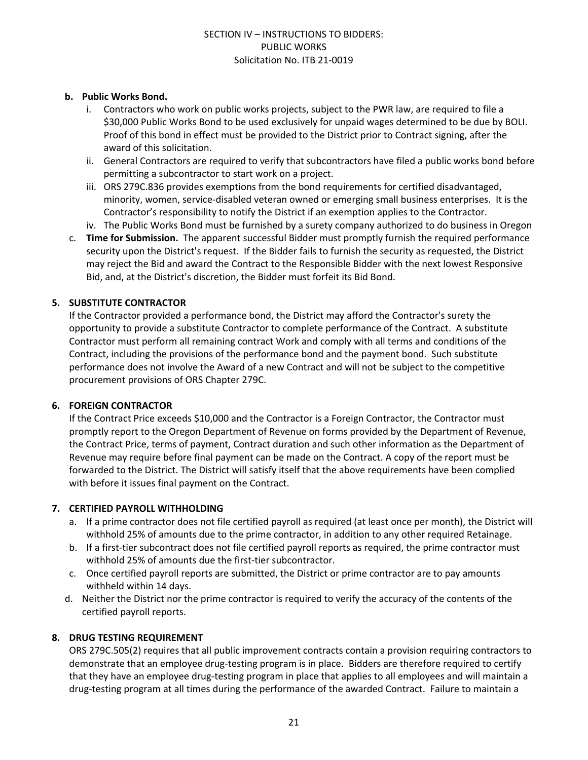**b. Public Works Bond.**

i. Contractors who work on public works projects, subject to the PWR law, are required to file a $30,000 Public Works Bond to be used exclusively for unpaid wages determined to be due by BOLI. Proof of this bond in effect must be provided to the District prior to Contract signing, after the award of this solicitation.

ii. General Contractors are required to verify that subcontractors have filed a public works bond before permitting a subcontractor to start work on a project.

iii. ORS 279C.836 provides exemptions from the bond requirements for certified disadvantaged, minority, women, service-disabled veteran owned or emerging small business enterprises. It is the Contractor's responsibility to notify the District if an exemption applies to the Contractor.

iv. The Public Works Bond must be furnished by a surety company authorized to do business in Oregon

c. **Time for Submission.** The apparent successful Bidder must promptly furnish the required performance security upon the District's request. If the Bidder fails to furnish the security as requested, the District may reject the Bid and award the Contract to the Responsible Bidder with the next lowest Responsive Bid, and, at the District's discretion, the Bidder must forfeit its Bid Bond.

## 5. SUBSTITUTE CONTRACTOR

If the Contractor provided a performance bond, the District may afford the Contractor's surety the opportunity to provide a substitute Contractor to complete performance of the Contract. A substitute Contractor must perform all remaining contract Work and comply with all terms and conditions of the Contract, including the provisions of the performance bond and the payment bond. Such substitute performance does not involve the Award of a new Contract and will not be subject to the competitive procurement provisions of ORS Chapter 279C.

## 6. FOREIGN CONTRACTOR

If the Contract Price exceeds $10,000 and the Contractor is a Foreign Contractor, the Contractor must promptly report to the Oregon Department of Revenue on forms provided by the Department of Revenue, the Contract Price, terms of payment, Contract duration and such other information as the Department of Revenue may require before final payment can be made on the Contract. A copy of the report must be forwarded to the District. The District will satisfy itself that the above requirements have been complied with before it issues final payment on the Contract.

## 7. CERTIFIED PAYROLL WITHHOLDING

a. If a prime contractor does not file certified payroll as required (at least once per month), the District will withhold 25% of amounts due to the prime contractor, in addition to any other required Retainage.

b. If a first-tier subcontract does not file certified payroll reports as required, the prime contractor must withhold 25% of amounts due the first-tier subcontractor.

c. Once certified payroll reports are submitted, the District or prime contractor are to pay amounts withheld within 14 days.

d. Neither the District nor the prime contractor is required to verify the accuracy of the contents of the certified payroll reports.

## 8. DRUG TESTING REQUIREMENT

ORS 279C.505(2) requires that all public improvement contracts contain a provision requiring contractors to demonstrate that an employee drug-testing program is in place. Bidders are therefore required to certify that they have an employee drug-testing program in place that applies to all employees and will maintain a drug-testing program at all times during the performance of the awarded Contract. Failure to maintain a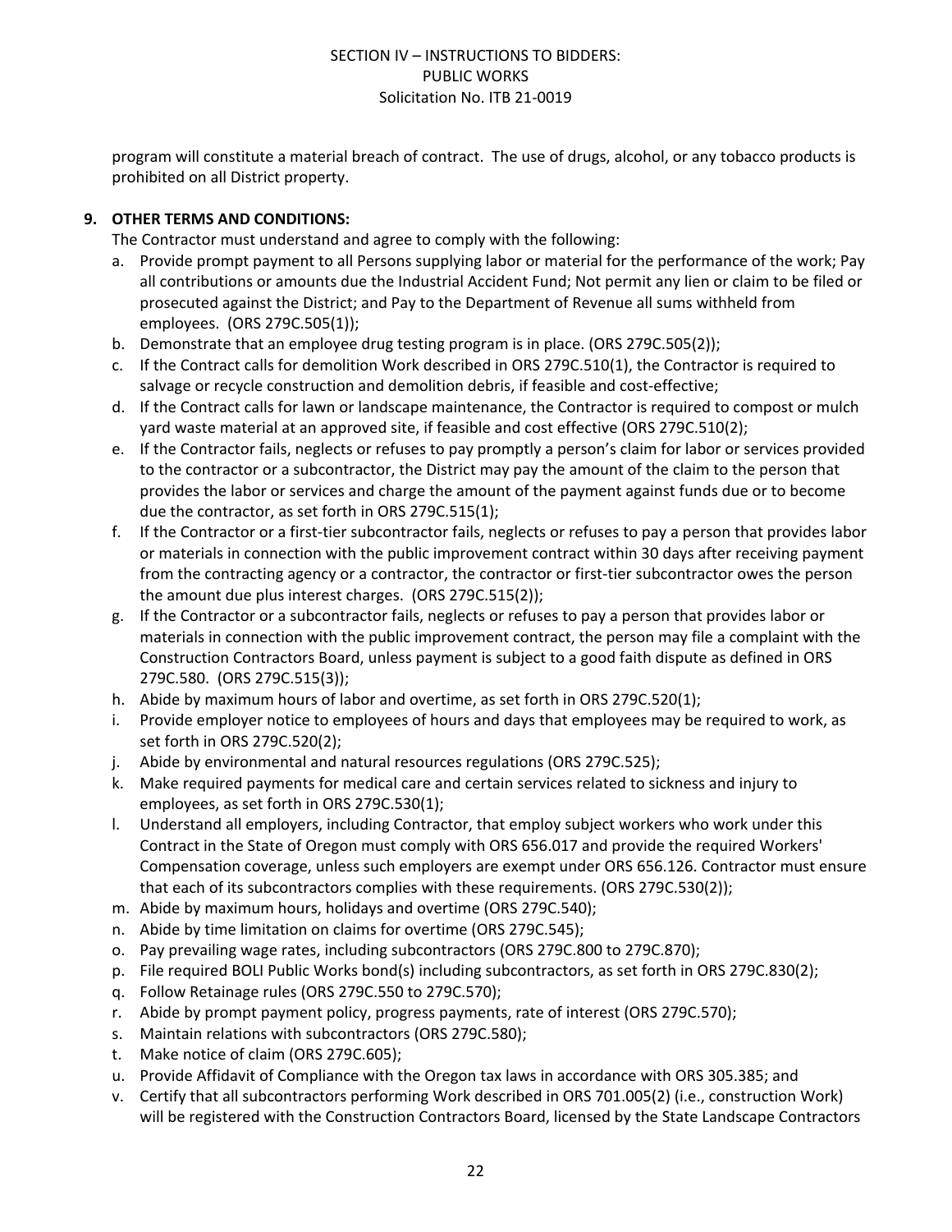program will constitute a material breach of contract. The use of drugs, alcohol, or any tobacco products is prohibited on all District property.

**9. OTHER TERMS AND CONDITIONS:**

The Contractor must understand and agree to comply with the following:

a. Provide prompt payment to all Persons supplying labor or material for the performance of the work; Pay all contributions or amounts due the Industrial Accident Fund; Not permit any lien or claim to be filed or prosecuted against the District; and Pay to the Department of Revenue all sums withheld from employees. (ORS 279C.505(1));
b. Demonstrate that an employee drug testing program is in place. (ORS 279C.505(2));
c. If the Contract calls for demolition Work described in ORS 279C.510(1), the Contractor is required to salvage or recycle construction and demolition debris, if feasible and cost-effective;
d. If the Contract calls for lawn or landscape maintenance, the Contractor is required to compost or mulch yard waste material at an approved site, if feasible and cost effective (ORS 279C.510(2);
e. If the Contractor fails, neglects or refuses to pay promptly a person's claim for labor or services provided to the contractor or a subcontractor, the District may pay the amount of the claim to the person that provides the labor or services and charge the amount of the payment against funds due or to become due the contractor, as set forth in ORS 279C.515(1);
f. If the Contractor or a first-tier subcontractor fails, neglects or refuses to pay a person that provides labor or materials in connection with the public improvement contract within 30 days after receiving payment from the contracting agency or a contractor, the contractor or first-tier subcontractor owes the person the amount due plus interest charges. (ORS 279C.515(2));
g. If the Contractor or a subcontractor fails, neglects or refuses to pay a person that provides labor or materials in connection with the public improvement contract, the person may file a complaint with the Construction Contractors Board, unless payment is subject to a good faith dispute as defined in ORS 279C.580. (ORS 279C.515(3));
h. Abide by maximum hours of labor and overtime, as set forth in ORS 279C.520(1);
i. Provide employer notice to employees of hours and days that employees may be required to work, as set forth in ORS 279C.520(2);
j. Abide by environmental and natural resources regulations (ORS 279C.525);
k. Make required payments for medical care and certain services related to sickness and injury to employees, as set forth in ORS 279C.530(1);
l. Understand all employers, including Contractor, that employ subject workers who work under this Contract in the State of Oregon must comply with ORS 656.017 and provide the required Workers' Compensation coverage, unless such employers are exempt under ORS 656.126. Contractor must ensure that each of its subcontractors complies with these requirements. (ORS 279C.530(2));
m. Abide by maximum hours, holidays and overtime (ORS 279C.540);
n. Abide by time limitation on claims for overtime (ORS 279C.545);
o. Pay prevailing wage rates, including subcontractors (ORS 279C.800 to 279C.870);
p. File required BOLI Public Works bond(s) including subcontractors, as set forth in ORS 279C.830(2);
q. Follow Retainage rules (ORS 279C.550 to 279C.570);
r. Abide by prompt payment policy, progress payments, rate of interest (ORS 279C.570);
s. Maintain relations with subcontractors (ORS 279C.580);
t. Make notice of claim (ORS 279C.605);
u. Provide Affidavit of Compliance with the Oregon tax laws in accordance with ORS 305.385; and
v. Certify that all subcontractors performing Work described in ORS 701.005(2) (i.e., construction Work) will be registered with the Construction Contractors Board, licensed by the State Landscape Contractors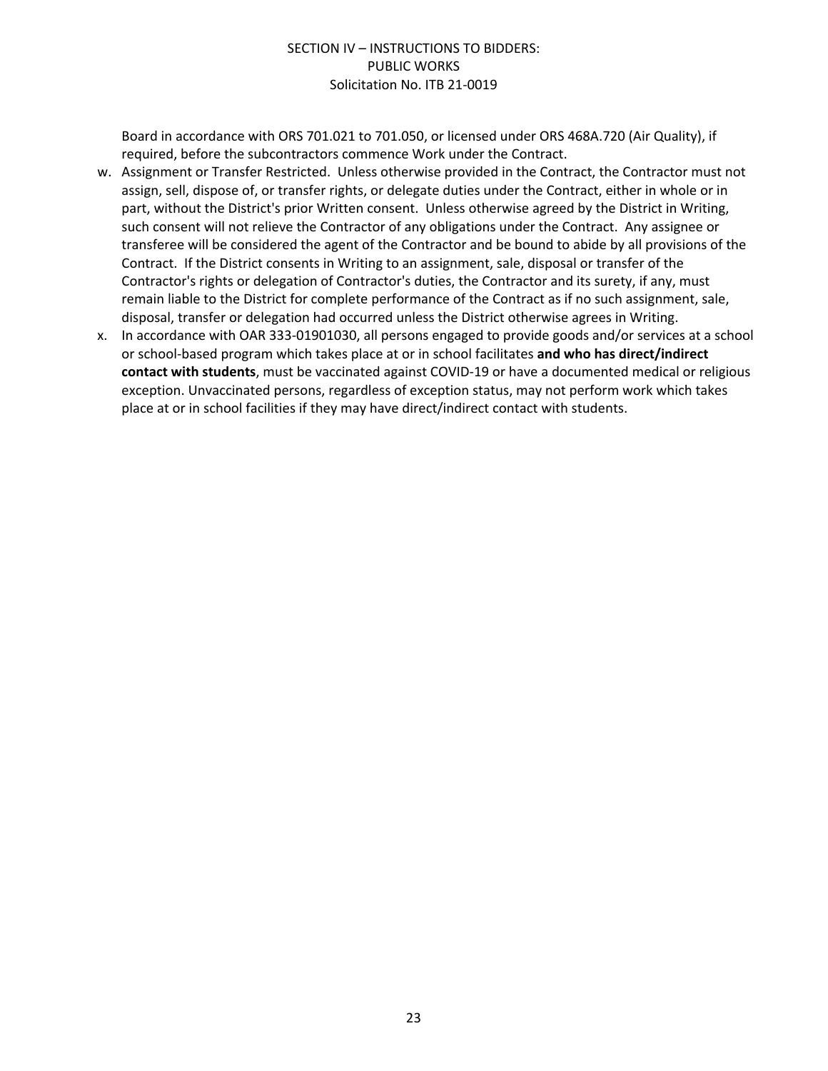Board in accordance with ORS 701.021 to 701.050, or licensed under ORS 468A.720 (Air Quality), if required, before the subcontractors commence Work under the Contract.

w. Assignment or Transfer Restricted. Unless otherwise provided in the Contract, the Contractor must not assign, sell, dispose of, or transfer rights, or delegate duties under the Contract, either in whole or in part, without the District's prior Written consent. Unless otherwise agreed by the District in Writing, such consent will not relieve the Contractor of any obligations under the Contract. Any assignee or transferee will be considered the agent of the Contractor and be bound to abide by all provisions of the Contract. If the District consents in Writing to an assignment, sale, disposal or transfer of the Contractor's rights or delegation of Contractor's duties, the Contractor and its surety, if any, must remain liable to the District for complete performance of the Contract as if no such assignment, sale, disposal, transfer or delegation had occurred unless the District otherwise agrees in Writing.

x. In accordance with OAR 333-01901030, all persons engaged to provide goods and/or services at a school or school-based program which takes place at or in school facilitates **and who has direct/indirect contact with students**, must be vaccinated against COVID-19 or have a documented medical or religious exception. Unvaccinated persons, regardless of exception status, may not perform work which takes place at or in school facilities if they may have direct/indirect contact with students.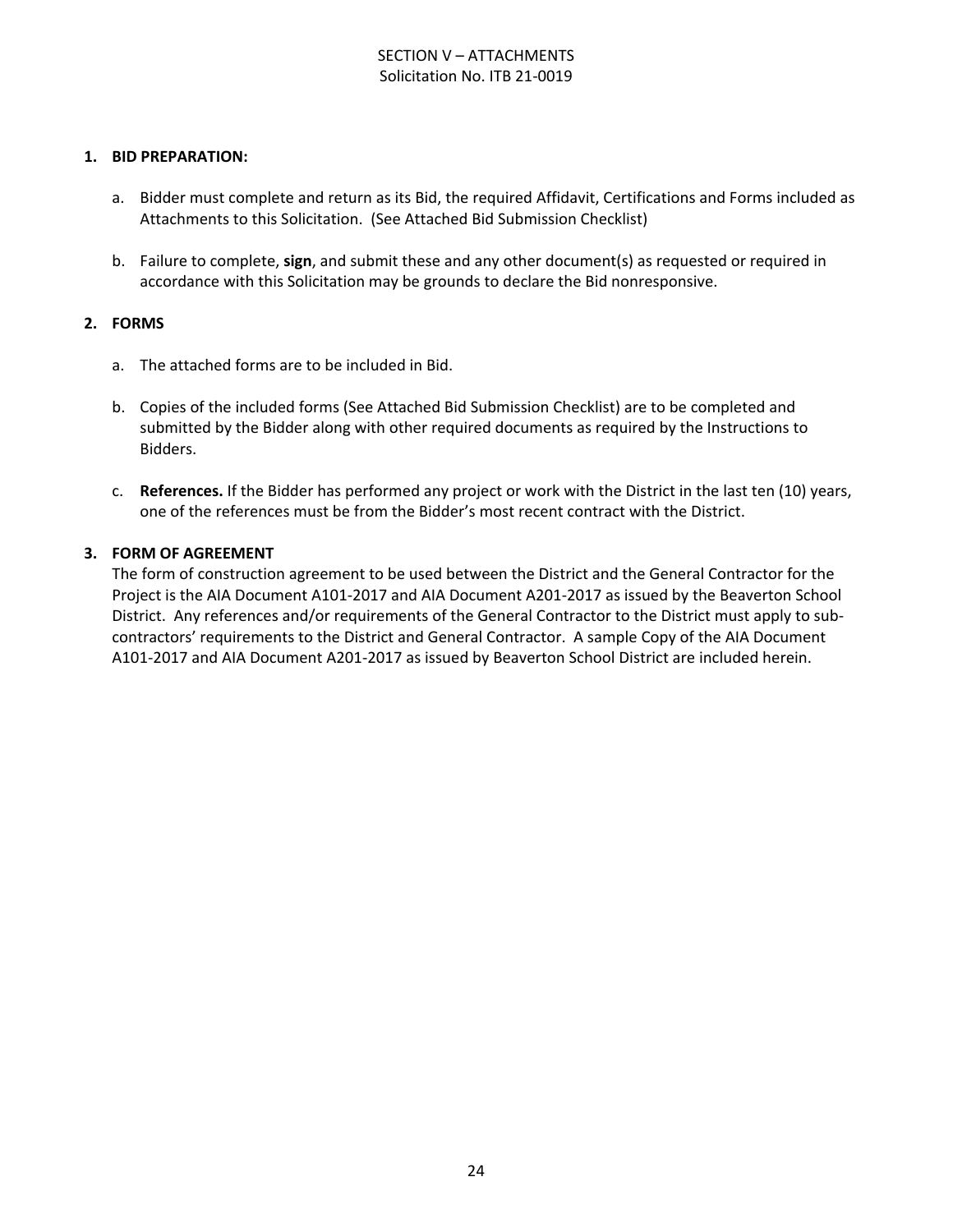SECTION V – ATTACHMENTS
Solicitation No. ITB 21-0019

**1. BID PREPARATION:**

a. Bidder must complete and return as its Bid, the required Affidavit, Certifications and Forms included as Attachments to this Solicitation. (See Attached Bid Submission Checklist)

b. Failure to complete, **sign**, and submit these and any other document(s) as requested or required in accordance with this Solicitation may be grounds to declare the Bid nonresponsive.

**2. FORMS**

a. The attached forms are to be included in Bid.

b. Copies of the included forms (See Attached Bid Submission Checklist) are to be completed and submitted by the Bidder along with other required documents as required by the Instructions to Bidders.

c. **References.** If the Bidder has performed any project or work with the District in the last ten (10) years, one of the references must be from the Bidder's most recent contract with the District.

**3. FORM OF AGREEMENT**

The form of construction agreement to be used between the District and the General Contractor for the Project is the AIA Document A101-2017 and AIA Document A201-2017 as issued by the Beaverton School District. Any references and/or requirements of the General Contractor to the District must apply to sub-contractors' requirements to the District and General Contractor. A sample Copy of the AIA Document A101-2017 and AIA Document A201-2017 as issued by Beaverton School District are included herein.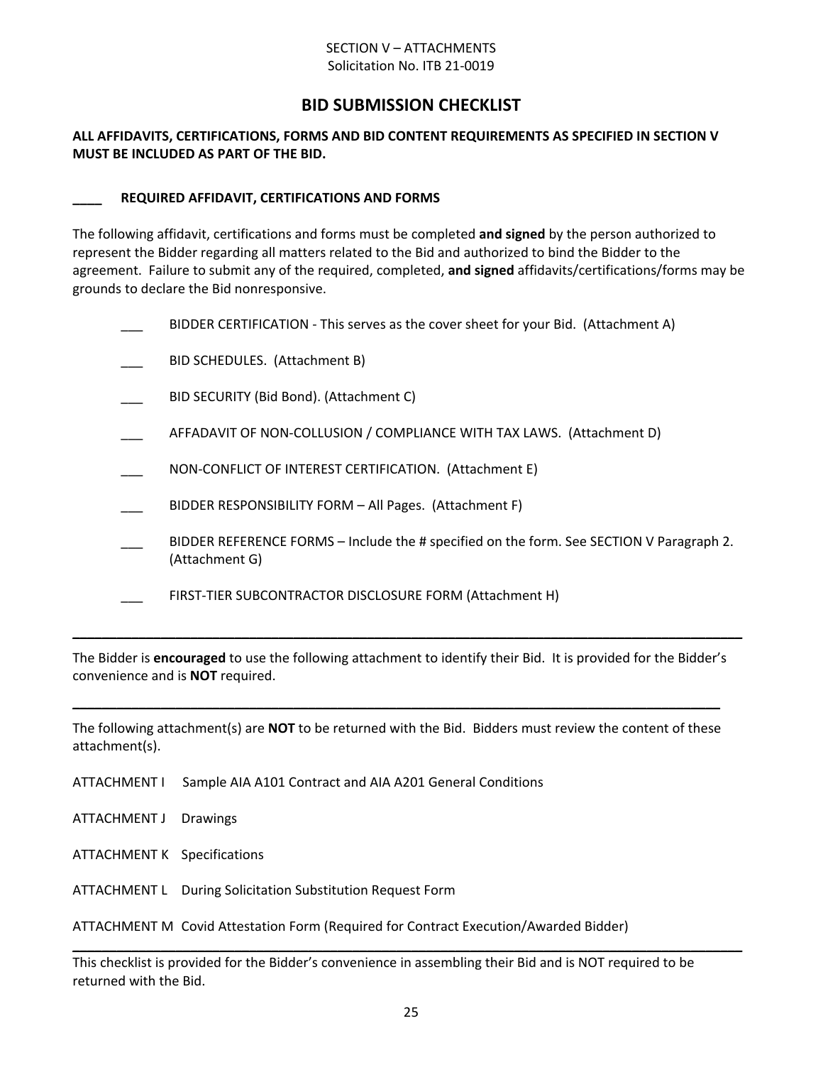SECTION V – ATTACHMENTS
Solicitation No. ITB 21-0019

# BID SUBMISSION CHECKLIST

**ALL AFFIDAVITS, CERTIFICATIONS, FORMS AND BID CONTENT REQUIREMENTS AS SPECIFIED IN SECTION V MUST BE INCLUDED AS PART OF THE BID.**

**____ REQUIRED AFFIDAVIT, CERTIFICATIONS AND FORMS**

The following affidavit, certifications and forms must be completed **and signed** by the person authorized to represent the Bidder regarding all matters related to the Bid and authorized to bind the Bidder to the agreement. Failure to submit any of the required, completed, **and signed** affidavits/certifications/forms may be grounds to declare the Bid nonresponsive.

- ___ BIDDER CERTIFICATION - This serves as the cover sheet for your Bid. (Attachment A)
- ___ BID SCHEDULES. (Attachment B)
- ___ BID SECURITY (Bid Bond). (Attachment C)
- ___ AFFADAVIT OF NON-COLLUSION / COMPLIANCE WITH TAX LAWS. (Attachment D)
- ___ NON-CONFLICT OF INTEREST CERTIFICATION. (Attachment E)
- ___ BIDDER RESPONSIBILITY FORM – All Pages. (Attachment F)
- ___ BIDDER REFERENCE FORMS – Include the # specified on the form. See SECTION V Paragraph 2. (Attachment G)
- ___ FIRST-TIER SUBCONTRACTOR DISCLOSURE FORM (Attachment H)

---

The Bidder is **encouraged** to use the following attachment to identify their Bid. It is provided for the Bidder's convenience and is **NOT** required.

---

The following attachment(s) are **NOT** to be returned with the Bid. Bidders must review the content of these attachment(s).

ATTACHMENT I Sample AIA A101 Contract and AIA A201 General Conditions

ATTACHMENT J Drawings

ATTACHMENT K Specifications

ATTACHMENT L During Solicitation Substitution Request Form

ATTACHMENT M Covid Attestation Form (Required for Contract Execution/Awarded Bidder)

---

This checklist is provided for the Bidder's convenience in assembling their Bid and is NOT required to be returned with the Bid.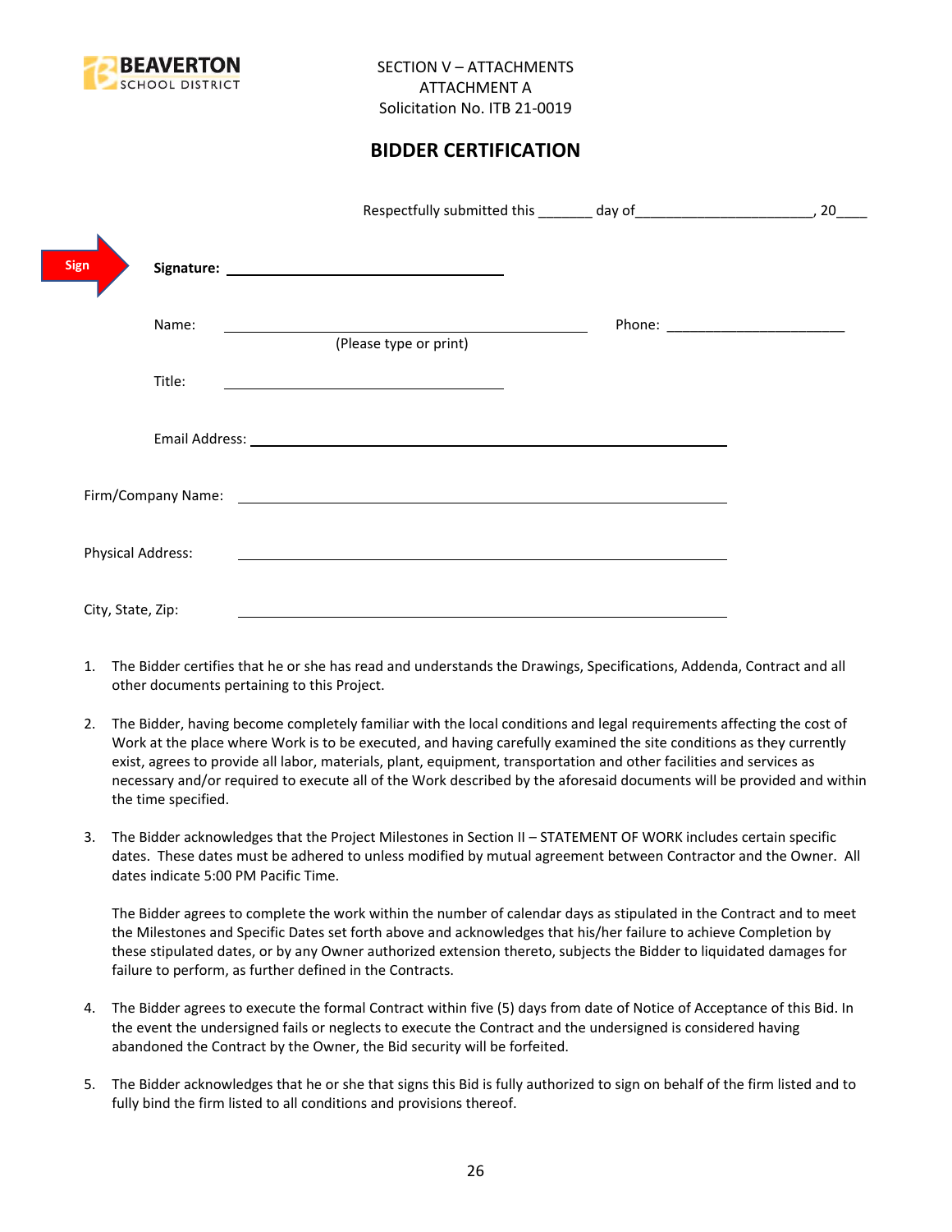SECTION V – ATTACHMENTS
ATTACHMENT A
Solicitation No. ITB 21-0019

## BIDDER CERTIFICATION

Respectfully submitted this _______ day of______________________, 20____

Sign **Signature:** ______________________________

Name: ________________________________________ Phone: ______________________
(Please type or print)

Title: ______________________________

Email Address: ____________________________________________________

Firm/Company Name: ____________________________________________________

Physical Address: ____________________________________________________

City, State, Zip: ____________________________________________________

1. The Bidder certifies that he or she has read and understands the Drawings, Specifications, Addenda, Contract and all other documents pertaining to this Project.

2. The Bidder, having become completely familiar with the local conditions and legal requirements affecting the cost of Work at the place where Work is to be executed, and having carefully examined the site conditions as they currently exist, agrees to provide all labor, materials, plant, equipment, transportation and other facilities and services as necessary and/or required to execute all of the Work described by the aforesaid documents will be provided and within the time specified.

3. The Bidder acknowledges that the Project Milestones in Section II – STATEMENT OF WORK includes certain specific dates. These dates must be adhered to unless modified by mutual agreement between Contractor and the Owner. All dates indicate 5:00 PM Pacific Time.

   The Bidder agrees to complete the work within the number of calendar days as stipulated in the Contract and to meet the Milestones and Specific Dates set forth above and acknowledges that his/her failure to achieve Completion by these stipulated dates, or by any Owner authorized extension thereto, subjects the Bidder to liquidated damages for failure to perform, as further defined in the Contracts.

4. The Bidder agrees to execute the formal Contract within five (5) days from date of Notice of Acceptance of this Bid. In the event the undersigned fails or neglects to execute the Contract and the undersigned is considered having abandoned the Contract by the Owner, the Bid security will be forfeited.

5. The Bidder acknowledges that he or she that signs this Bid is fully authorized to sign on behalf of the firm listed and to fully bind the firm listed to all conditions and provisions thereof.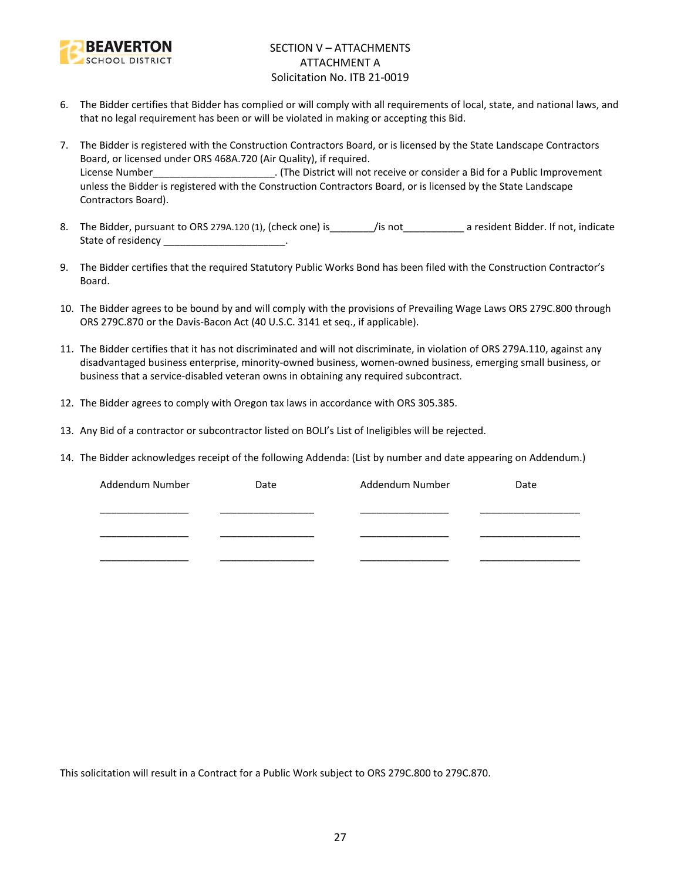6. The Bidder certifies that Bidder has complied or will comply with all requirements of local, state, and national laws, and that no legal requirement has been or will be violated in making or accepting this Bid.

7. The Bidder is registered with the Construction Contractors Board, or is licensed by the State Landscape Contractors Board, or licensed under ORS 468A.720 (Air Quality), if required.
   License Number______________________. (The District will not receive or consider a Bid for a Public Improvement unless the Bidder is registered with the Construction Contractors Board, or is licensed by the State Landscape Contractors Board).

8. The Bidder, pursuant to ORS 279A.120 (1), (check one) is________/is not___________ a resident Bidder. If not, indicate State of residency ______________________.

9. The Bidder certifies that the required Statutory Public Works Bond has been filed with the Construction Contractor's Board.

10. The Bidder agrees to be bound by and will comply with the provisions of Prevailing Wage Laws ORS 279C.800 through ORS 279C.870 or the Davis-Bacon Act (40 U.S.C. 3141 et seq., if applicable).

11. The Bidder certifies that it has not discriminated and will not discriminate, in violation of ORS 279A.110, against any disadvantaged business enterprise, minority-owned business, women-owned business, emerging small business, or business that a service-disabled veteran owns in obtaining any required subcontract.

12. The Bidder agrees to comply with Oregon tax laws in accordance with ORS 305.385.

13. Any Bid of a contractor or subcontractor listed on BOLI's List of Ineligibles will be rejected.

14. The Bidder acknowledges receipt of the following Addenda: (List by number and date appearing on Addendum.)

| Addendum Number | Date | Addendum Number | Date |
|---|---|---|---|
| ________________ | __________________ | ________________ | ___________________ |
| ________________ | __________________ | ________________ | ___________________ |
| ________________ | __________________ | ________________ | ___________________ |

This solicitation will result in a Contract for a Public Work subject to ORS 279C.800 to 279C.870.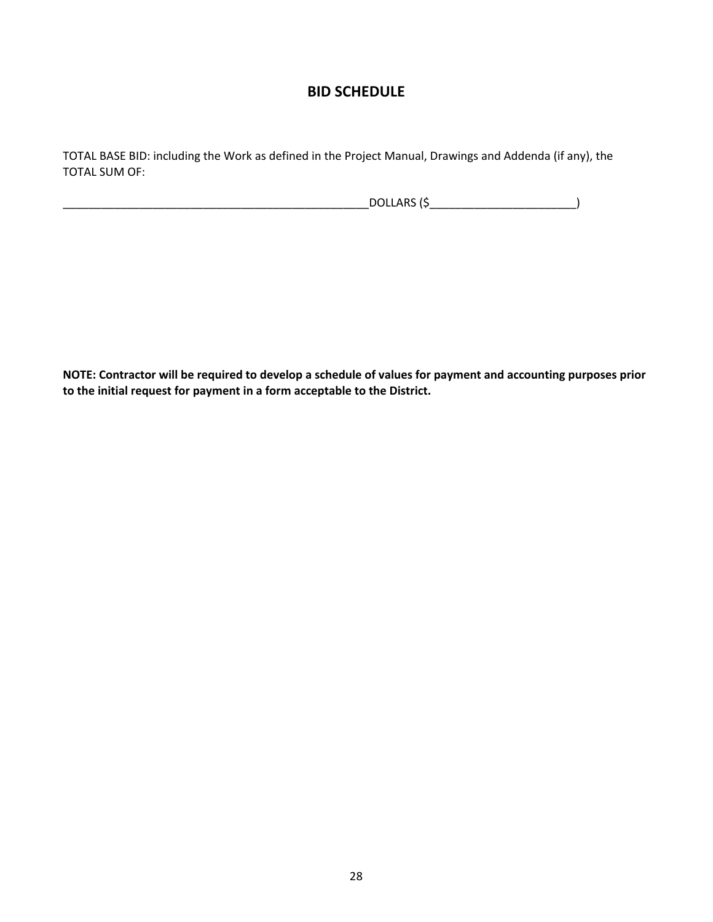# BID SCHEDULE

TOTAL BASE BID: including the Work as defined in the Project Manual, Drawings and Addenda (if any), the TOTAL SUM OF:

__________________________________________________DOLLARS ($________________________)

**NOTE: Contractor will be required to develop a schedule of values for payment and accounting purposes prior to the initial request for payment in a form acceptable to the District.**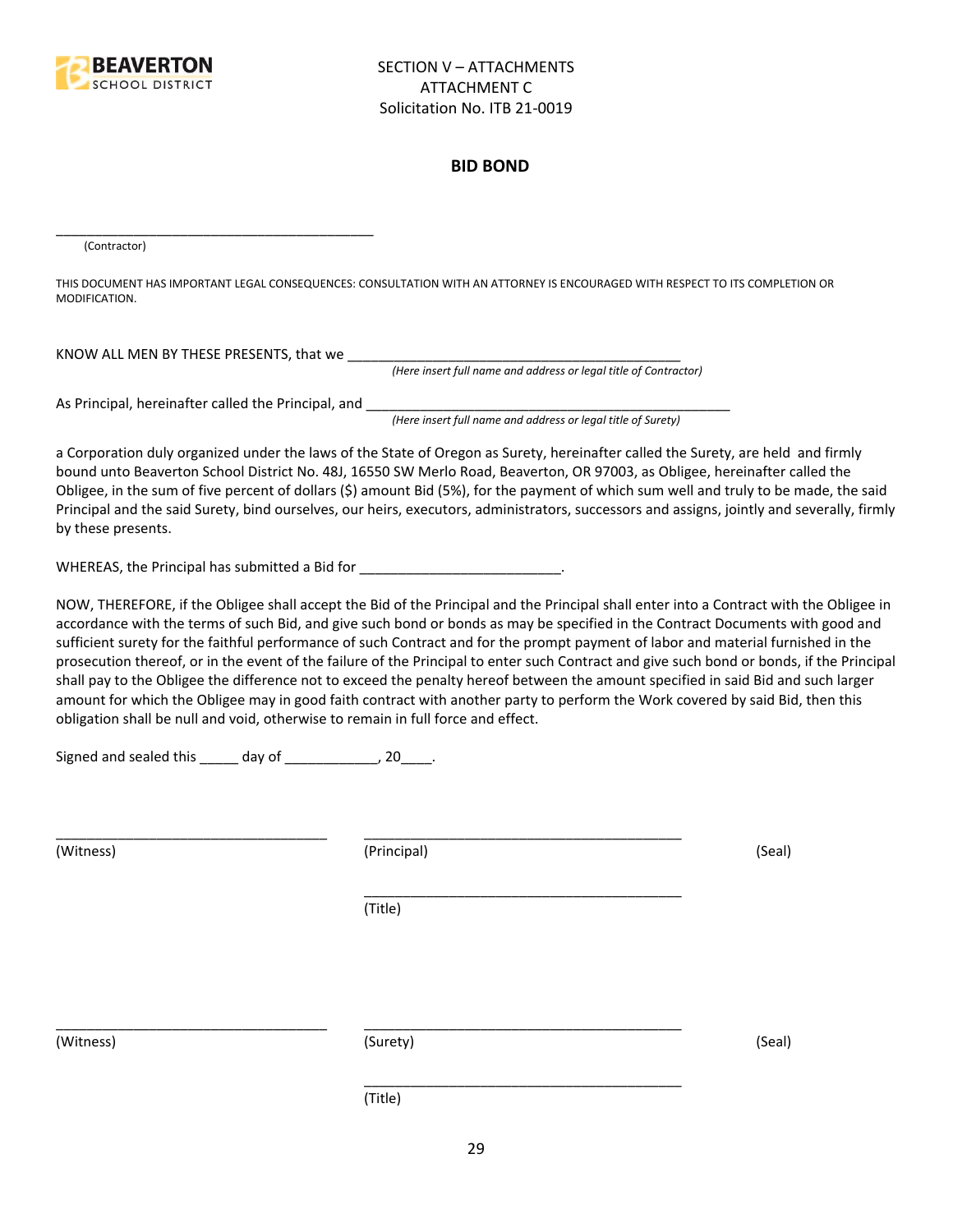SECTION V – ATTACHMENTS
ATTACHMENT C
Solicitation No. ITB 21-0019

## BID BOND

___________________________________________
(Contractor)

THIS DOCUMENT HAS IMPORTANT LEGAL CONSEQUENCES: CONSULTATION WITH AN ATTORNEY IS ENCOURAGED WITH RESPECT TO ITS COMPLETION OR MODIFICATION.

KNOW ALL MEN BY THESE PRESENTS, that we ___________________________________________
*(Here insert full name and address or legal title of Contractor)*

As Principal, hereinafter called the Principal, and ________________________________________________
*(Here insert full name and address or legal title of Surety)*

a Corporation duly organized under the laws of the State of Oregon as Surety, hereinafter called the Surety, are held and firmly bound unto Beaverton School District No. 48J, 16550 SW Merlo Road, Beaverton, OR 97003, as Obligee, hereinafter called the Obligee, in the sum of five percent of dollars ($) amount Bid (5%), for the payment of which sum well and truly to be made, the said Principal and the said Surety, bind ourselves, our heirs, executors, administrators, successors and assigns, jointly and severally, firmly by these presents.

WHEREAS, the Principal has submitted a Bid for __________________________.

NOW, THEREFORE, if the Obligee shall accept the Bid of the Principal and the Principal shall enter into a Contract with the Obligee in accordance with the terms of such Bid, and give such bond or bonds as may be specified in the Contract Documents with good and sufficient surety for the faithful performance of such Contract and for the prompt payment of labor and material furnished in the prosecution thereof, or in the event of the failure of the Principal to enter such Contract and give such bond or bonds, if the Principal shall pay to the Obligee the difference not to exceed the penalty hereof between the amount specified in said Bid and such larger amount for which the Obligee may in good faith contract with another party to perform the Work covered by said Bid, then this obligation shall be null and void, otherwise to remain in full force and effect.

Signed and sealed this _____ day of ____________, 20____.

___________________________________ ___________________________________________
(Witness) (Principal) (Seal)

___________________________________________
(Title)

___________________________________ ___________________________________________
(Witness) (Surety) (Seal)

___________________________________________
(Title)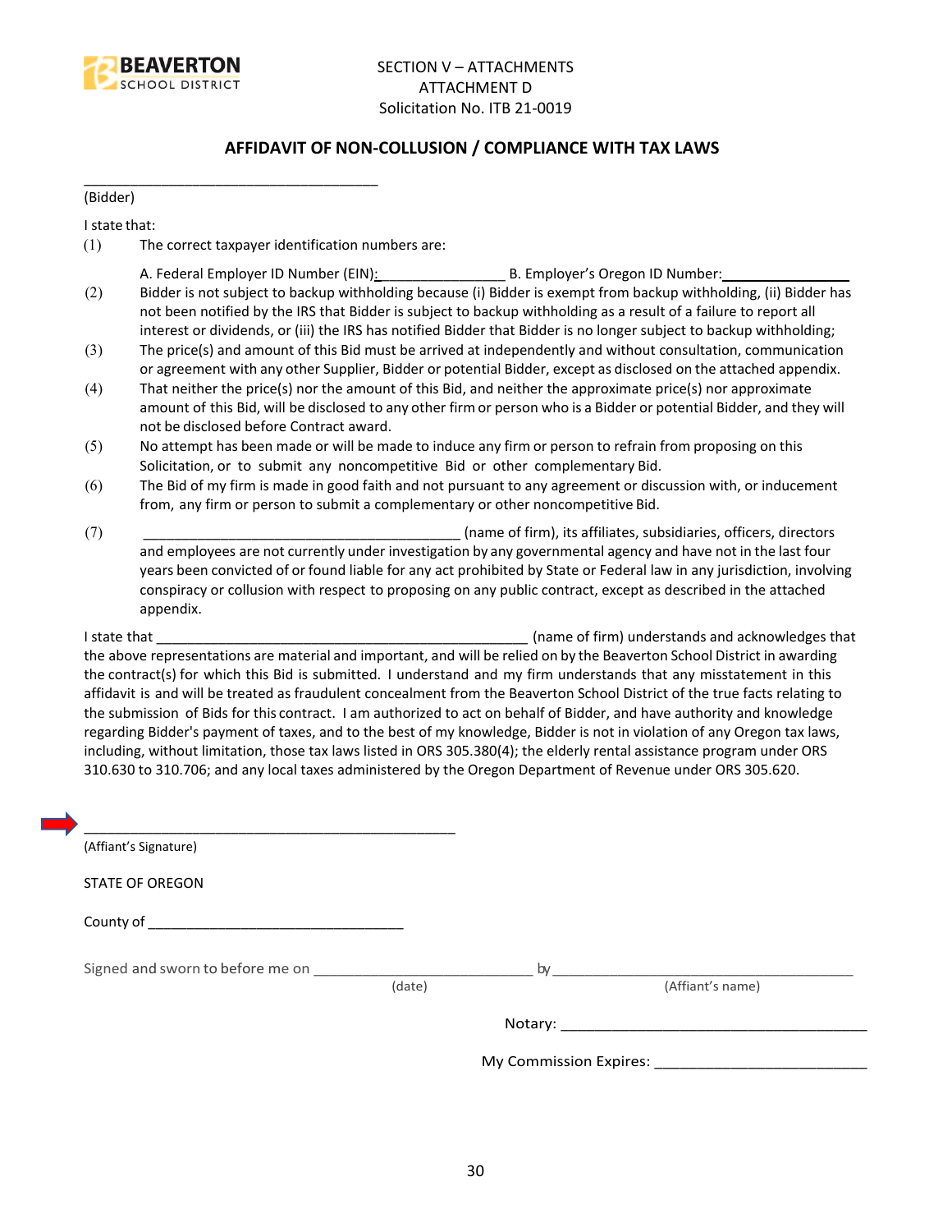SECTION V – ATTACHMENTS
ATTACHMENT D
Solicitation No. ITB 21-0019

## AFFIDAVIT OF NON-COLLUSION / COMPLIANCE WITH TAX LAWS

_____________________________________
(Bidder)

I state that:

(1) The correct taxpayer identification numbers are:

A. Federal Employer ID Number (EIN):________________ B. Employer's Oregon ID Number:________________

(2) Bidder is not subject to backup withholding because (i) Bidder is exempt from backup withholding, (ii) Bidder has not been notified by the IRS that Bidder is subject to backup withholding as a result of a failure to report all interest or dividends, or (iii) the IRS has notified Bidder that Bidder is no longer subject to backup withholding;

(3) The price(s) and amount of this Bid must be arrived at independently and without consultation, communication or agreement with any other Supplier, Bidder or potential Bidder, except as disclosed on the attached appendix.

(4) That neither the price(s) nor the amount of this Bid, and neither the approximate price(s) nor approximate amount of this Bid, will be disclosed to any other firm or person who is a Bidder or potential Bidder, and they will not be disclosed before Contract award.

(5) No attempt has been made or will be made to induce any firm or person to refrain from proposing on this Solicitation, or to submit any noncompetitive Bid or other complementary Bid.

(6) The Bid of my firm is made in good faith and not pursuant to any agreement or discussion with, or inducement from, any firm or person to submit a complementary or other noncompetitive Bid.

(7) ________________________________________ (name of firm), its affiliates, subsidiaries, officers, directors and employees are not currently under investigation by any governmental agency and have not in the last four years been convicted of or found liable for any act prohibited by State or Federal law in any jurisdiction, involving conspiracy or collusion with respect to proposing on any public contract, except as described in the attached appendix.

I state that ________________________________________________ (name of firm) understands and acknowledges that the above representations are material and important, and will be relied on by the Beaverton School District in awarding the contract(s) for which this Bid is submitted. I understand and my firm understands that any misstatement in this affidavit is and will be treated as fraudulent concealment from the Beaverton School District of the true facts relating to the submission of Bids for this contract. I am authorized to act on behalf of Bidder, and have authority and knowledge regarding Bidder's payment of taxes, and to the best of my knowledge, Bidder is not in violation of any Oregon tax laws, including, without limitation, those tax laws listed in ORS 305.380(4); the elderly rental assistance program under ORS 310.630 to 310.706; and any local taxes administered by the Oregon Department of Revenue under ORS 305.620.

_______________________________________________
(Affiant's Signature)

STATE OF OREGON

County of ________________________________

Signed and sworn to before me on ___________________________ by ______________________________________
(date) (Affiant's name)

Notary: ______________________________________

My Commission Expires: _________________________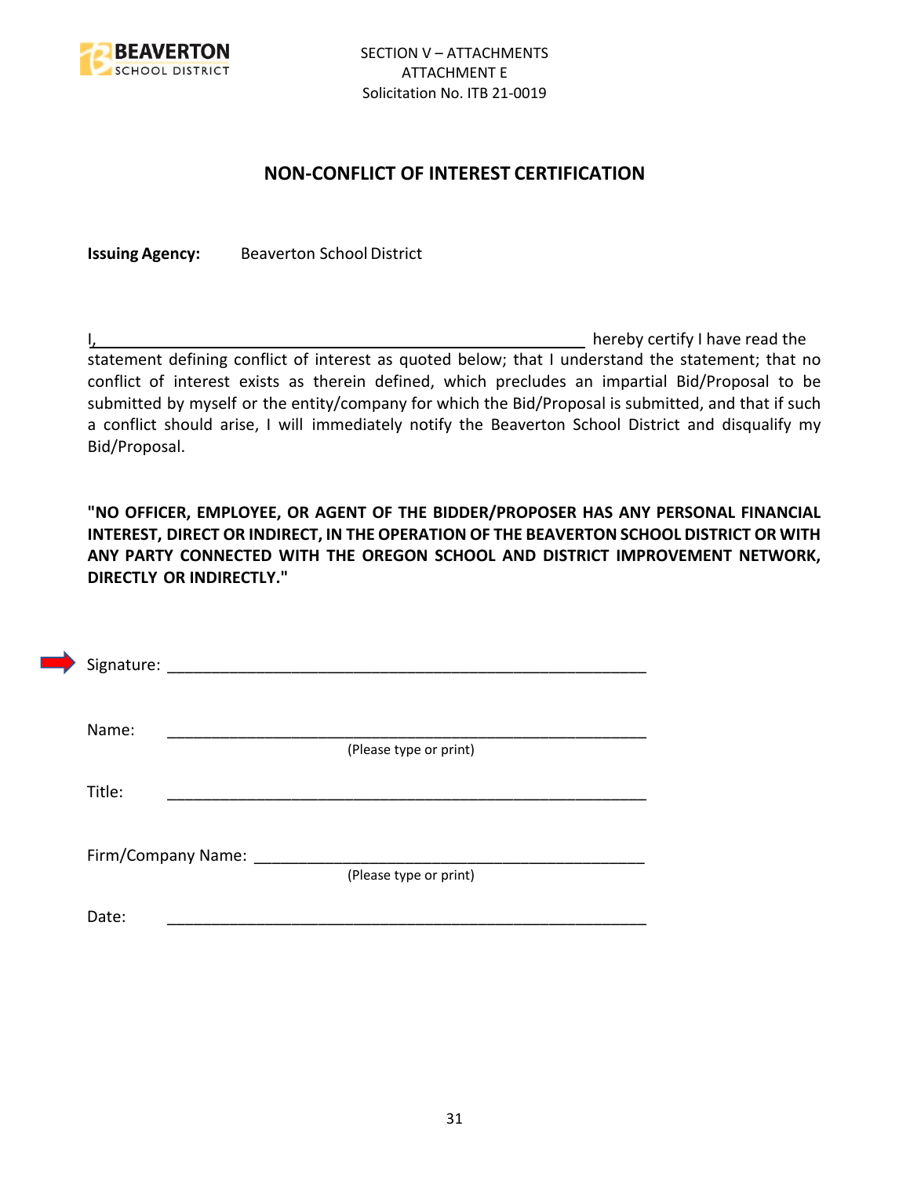SECTION V – ATTACHMENTS
ATTACHMENT E
Solicitation No. ITB 21-0019

## NON-CONFLICT OF INTEREST CERTIFICATION

**Issuing Agency:** Beaverton School District

I,\_\_\_\_\_\_\_\_\_\_\_\_\_\_\_\_\_\_\_\_\_\_\_\_\_\_\_\_\_\_\_\_\_\_\_\_\_\_\_\_\_\_\_\_\_\_ hereby certify I have read the statement defining conflict of interest as quoted below; that I understand the statement; that no conflict of interest exists as therein defined, which precludes an impartial Bid/Proposal to be submitted by myself or the entity/company for which the Bid/Proposal is submitted, and that if such a conflict should arise, I will immediately notify the Beaverton School District and disqualify my Bid/Proposal.

**"NO OFFICER, EMPLOYEE, OR AGENT OF THE BIDDER/PROPOSER HAS ANY PERSONAL FINANCIAL INTEREST, DIRECT OR INDIRECT, IN THE OPERATION OF THE BEAVERTON SCHOOL DISTRICT OR WITH ANY PARTY CONNECTED WITH THE OREGON SCHOOL AND DISTRICT IMPROVEMENT NETWORK, DIRECTLY OR INDIRECTLY."**

Signature: \_\_\_\_\_\_\_\_\_\_\_\_\_\_\_\_\_\_\_\_\_\_\_\_\_\_\_\_\_\_\_\_\_\_\_\_\_\_\_\_\_\_\_\_\_\_\_\_\_\_\_\_\_\_\_

Name: \_\_\_\_\_\_\_\_\_\_\_\_\_\_\_\_\_\_\_\_\_\_\_\_\_\_\_\_\_\_\_\_\_\_\_\_\_\_\_\_\_\_\_\_\_\_\_\_\_\_\_\_\_\_\_
(Please type or print)

Title: \_\_\_\_\_\_\_\_\_\_\_\_\_\_\_\_\_\_\_\_\_\_\_\_\_\_\_\_\_\_\_\_\_\_\_\_\_\_\_\_\_\_\_\_\_\_\_\_\_\_\_\_\_\_\_

Firm/Company Name: \_\_\_\_\_\_\_\_\_\_\_\_\_\_\_\_\_\_\_\_\_\_\_\_\_\_\_\_\_\_\_\_\_\_\_\_\_\_\_\_\_\_\_\_\_
(Please type or print)

Date: \_\_\_\_\_\_\_\_\_\_\_\_\_\_\_\_\_\_\_\_\_\_\_\_\_\_\_\_\_\_\_\_\_\_\_\_\_\_\_\_\_\_\_\_\_\_\_\_\_\_\_\_\_\_\_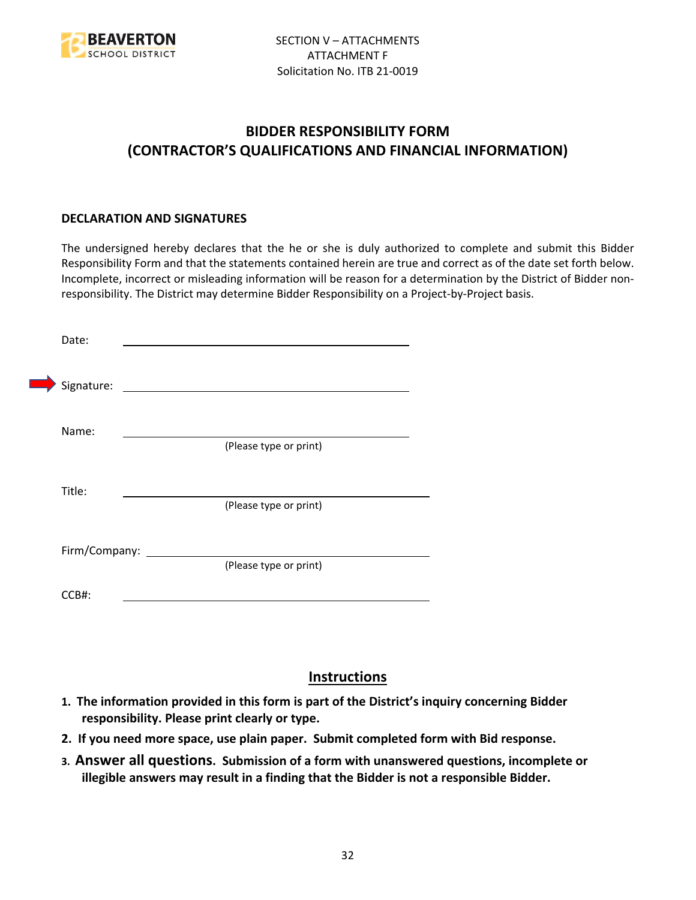SECTION V – ATTACHMENTS
ATTACHMENT F
Solicitation No. ITB 21-0019

# BIDDER RESPONSIBILITY FORM (CONTRACTOR'S QUALIFICATIONS AND FINANCIAL INFORMATION)

**DECLARATION AND SIGNATURES**

The undersigned hereby declares that the he or she is duly authorized to complete and submit this Bidder Responsibility Form and that the statements contained herein are true and correct as of the date set forth below. Incomplete, incorrect or misleading information will be reason for a determination by the District of Bidder non-responsibility. The District may determine Bidder Responsibility on a Project-by-Project basis.

Date: ______________________________

Signature: ______________________________

Name: ______________________________
(Please type or print)

Title: ______________________________
(Please type or print)

Firm/Company: ______________________________
(Please type or print)

CCB#: ______________________________

## Instructions

1. **The information provided in this form is part of the District's inquiry concerning Bidder responsibility. Please print clearly or type.**
2. **If you need more space, use plain paper. Submit completed form with Bid response.**
3. **Answer all questions. Submission of a form with unanswered questions, incomplete or illegible answers may result in a finding that the Bidder is not a responsible Bidder.**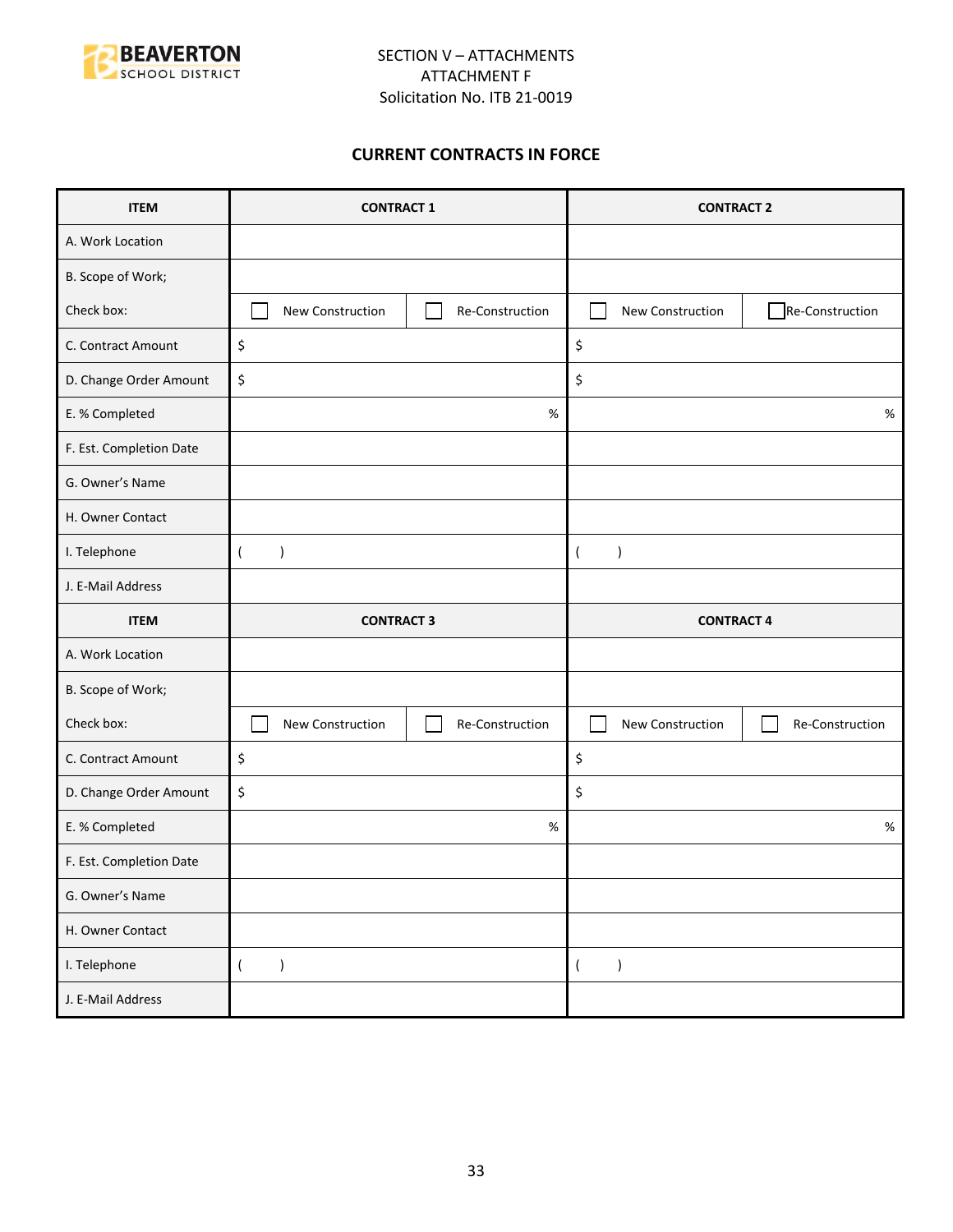SECTION V – ATTACHMENTS
ATTACHMENT F
Solicitation No. ITB 21-0019

## CURRENT CONTRACTS IN FORCE

| ITEM | CONTRACT 1 | | CONTRACT 2 | |
|---|---|---|---|---|
| A. Work Location | | | | |
| B. Scope of Work; | | | | |
| Check box: | ☐ New Construction | ☐ Re-Construction | ☐ New Construction | ☐ Re-Construction |
| C. Contract Amount | $ | | $ | |
| D. Change Order Amount | $ | | $ | |
| E. % Completed | % | | % | |
| F. Est. Completion Date | | | | |
| G. Owner's Name | | | | |
| H. Owner Contact | | | | |
| I. Telephone | ( ) | | ( ) | |
| J. E-Mail Address | | | | |
| **ITEM** | **CONTRACT 3** | | **CONTRACT 4** | |
| A. Work Location | | | | |
| B. Scope of Work; | | | | |
| Check box: | ☐ New Construction | ☐ Re-Construction | ☐ New Construction | ☐ Re-Construction |
| C. Contract Amount | $ | | $ | |
| D. Change Order Amount | $ | | $ | |
| E. % Completed | % | | % | |
| F. Est. Completion Date | | | | |
| G. Owner's Name | | | | |
| H. Owner Contact | | | | |
| I. Telephone | ( ) | | ( ) | |
| J. E-Mail Address | | | | |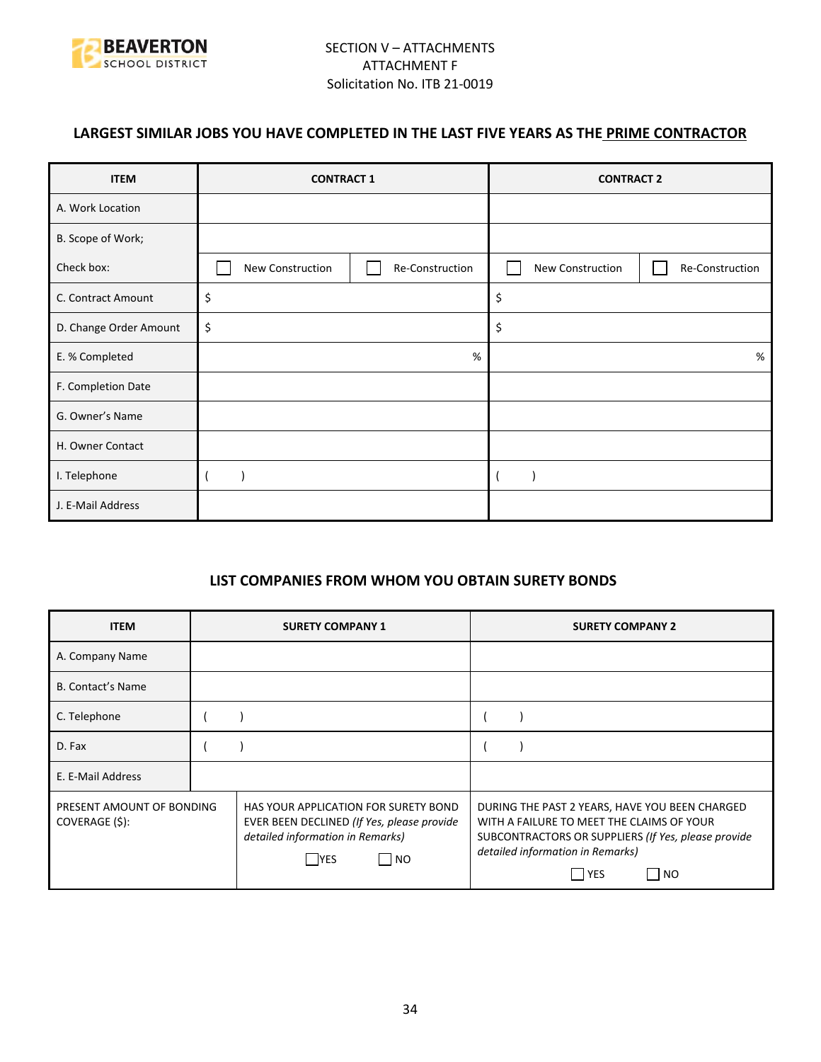SECTION V – ATTACHMENTS
ATTACHMENT F
Solicitation No. ITB 21-0019

## LARGEST SIMILAR JOBS YOU HAVE COMPLETED IN THE LAST FIVE YEARS AS THE PRIME CONTRACTOR

| ITEM | CONTRACT 1 | | CONTRACT 2 | |
|---|---|---|---|---|
| A. Work Location | | | | |
| B. Scope of Work; | | | | |
| Check box: | ☐ New Construction | ☐ Re-Construction | ☐ New Construction | ☐ Re-Construction |
| C. Contract Amount | $ | | $ | |
| D. Change Order Amount | $ | | $ | |
| E. % Completed | % | | % | |
| F. Completion Date | | | | |
| G. Owner's Name | | | | |
| H. Owner Contact | | | | |
| I. Telephone | ( ) | | ( ) | |
| J. E-Mail Address | | | | |

## LIST COMPANIES FROM WHOM YOU OBTAIN SURETY BONDS

| ITEM | SURETY COMPANY 1 | SURETY COMPANY 2 |
|---|---|---|
| A. Company Name | | |
| B. Contact's Name | | |
| C. Telephone | ( ) | ( ) |
| D. Fax | ( ) | ( ) |
| E. E-Mail Address | | |
| PRESENT AMOUNT OF BONDING COVERAGE ($): | HAS YOUR APPLICATION FOR SURETY BOND EVER BEEN DECLINED *(If Yes, please provide detailed information in Remarks)* ☐ YES ☐ NO | DURING THE PAST 2 YEARS, HAVE YOU BEEN CHARGED WITH A FAILURE TO MEET THE CLAIMS OF YOUR SUBCONTRACTORS OR SUPPLIERS *(If Yes, please provide detailed information in Remarks)* ☐ YES ☐ NO |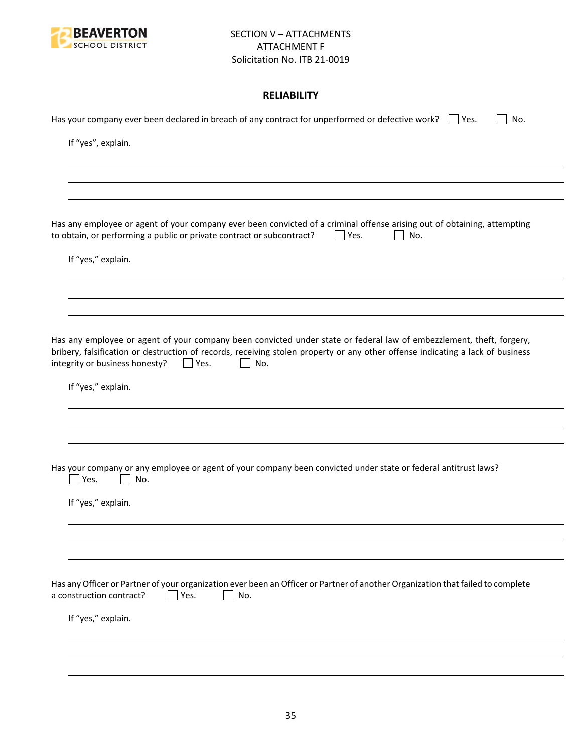SECTION V – ATTACHMENTS
ATTACHMENT F
Solicitation No. ITB 21-0019

## RELIABILITY

Has your company ever been declared in breach of any contract for unperformed or defective work? ☐ Yes. ☐ No.

If "yes", explain.

___

___

___

Has any employee or agent of your company ever been convicted of a criminal offense arising out of obtaining, attempting to obtain, or performing a public or private contract or subcontract? ☐ Yes. ☐ No.

If "yes," explain.

___

___

___

Has any employee or agent of your company been convicted under state or federal law of embezzlement, theft, forgery, bribery, falsification or destruction of records, receiving stolen property or any other offense indicating a lack of business integrity or business honesty? ☐ Yes. ☐ No.

If "yes," explain.

___

___

___

Has your company or any employee or agent of your company been convicted under state or federal antitrust laws?
☐ Yes. ☐ No.

If "yes," explain.

___

___

___

Has any Officer or Partner of your organization ever been an Officer or Partner of another Organization that failed to complete a construction contract? ☐ Yes. ☐ No.

If "yes," explain.

___

___

___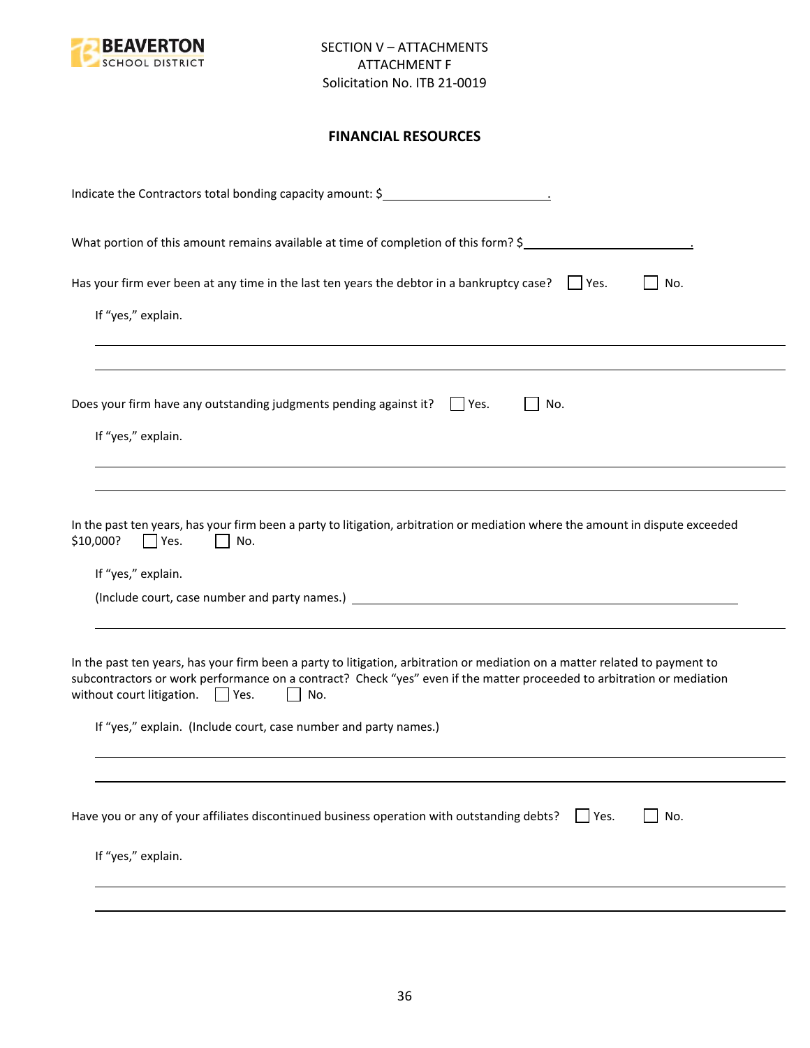SECTION V – ATTACHMENTS
ATTACHMENT F
Solicitation No. ITB 21-0019

**FINANCIAL RESOURCES**

Indicate the Contractors total bonding capacity amount: $\_\_\_\_\_\_\_\_\_\_\_\_\_\_\_\_\_\_\_\_\_\_\_\_.

What portion of this amount remains available at time of completion of this form? $\_\_\_\_\_\_\_\_\_\_\_\_\_\_\_\_\_\_\_\_\_\_\_\_.

Has your firm ever been at any time in the last ten years the debtor in a bankruptcy case? ☐ Yes. ☐ No.

If "yes," explain.

\_\_\_\_\_\_\_\_\_\_\_\_\_\_\_\_\_\_\_\_\_\_\_\_\_\_\_\_\_\_\_\_\_\_\_\_\_\_\_\_\_\_\_\_\_\_\_\_\_\_\_\_\_\_\_\_\_\_\_\_

\_\_\_\_\_\_\_\_\_\_\_\_\_\_\_\_\_\_\_\_\_\_\_\_\_\_\_\_\_\_\_\_\_\_\_\_\_\_\_\_\_\_\_\_\_\_\_\_\_\_\_\_\_\_\_\_\_\_\_\_

Does your firm have any outstanding judgments pending against it? ☐ Yes. ☐ No.

If "yes," explain.

\_\_\_\_\_\_\_\_\_\_\_\_\_\_\_\_\_\_\_\_\_\_\_\_\_\_\_\_\_\_\_\_\_\_\_\_\_\_\_\_\_\_\_\_\_\_\_\_\_\_\_\_\_\_\_\_\_\_\_\_

\_\_\_\_\_\_\_\_\_\_\_\_\_\_\_\_\_\_\_\_\_\_\_\_\_\_\_\_\_\_\_\_\_\_\_\_\_\_\_\_\_\_\_\_\_\_\_\_\_\_\_\_\_\_\_\_\_\_\_\_

In the past ten years, has your firm been a party to litigation, arbitration or mediation where the amount in dispute exceeded $10,000? ☐ Yes. ☐ No.

If "yes," explain.

(Include court, case number and party names.) \_\_\_\_\_\_\_\_\_\_\_\_\_\_\_\_\_\_\_\_\_\_\_\_\_\_\_\_\_\_\_\_\_\_\_\_\_\_\_\_

\_\_\_\_\_\_\_\_\_\_\_\_\_\_\_\_\_\_\_\_\_\_\_\_\_\_\_\_\_\_\_\_\_\_\_\_\_\_\_\_\_\_\_\_\_\_\_\_\_\_\_\_\_\_\_\_\_\_\_\_

In the past ten years, has your firm been a party to litigation, arbitration or mediation on a matter related to payment to subcontractors or work performance on a contract? Check "yes" even if the matter proceeded to arbitration or mediation without court litigation. ☐ Yes. ☐ No.

If "yes," explain. (Include court, case number and party names.)

\_\_\_\_\_\_\_\_\_\_\_\_\_\_\_\_\_\_\_\_\_\_\_\_\_\_\_\_\_\_\_\_\_\_\_\_\_\_\_\_\_\_\_\_\_\_\_\_\_\_\_\_\_\_\_\_\_\_\_\_

\_\_\_\_\_\_\_\_\_\_\_\_\_\_\_\_\_\_\_\_\_\_\_\_\_\_\_\_\_\_\_\_\_\_\_\_\_\_\_\_\_\_\_\_\_\_\_\_\_\_\_\_\_\_\_\_\_\_\_\_

Have you or any of your affiliates discontinued business operation with outstanding debts? ☐ Yes. ☐ No.

If "yes," explain.

\_\_\_\_\_\_\_\_\_\_\_\_\_\_\_\_\_\_\_\_\_\_\_\_\_\_\_\_\_\_\_\_\_\_\_\_\_\_\_\_\_\_\_\_\_\_\_\_\_\_\_\_\_\_\_\_\_\_\_\_

\_\_\_\_\_\_\_\_\_\_\_\_\_\_\_\_\_\_\_\_\_\_\_\_\_\_\_\_\_\_\_\_\_\_\_\_\_\_\_\_\_\_\_\_\_\_\_\_\_\_\_\_\_\_\_\_\_\_\_\_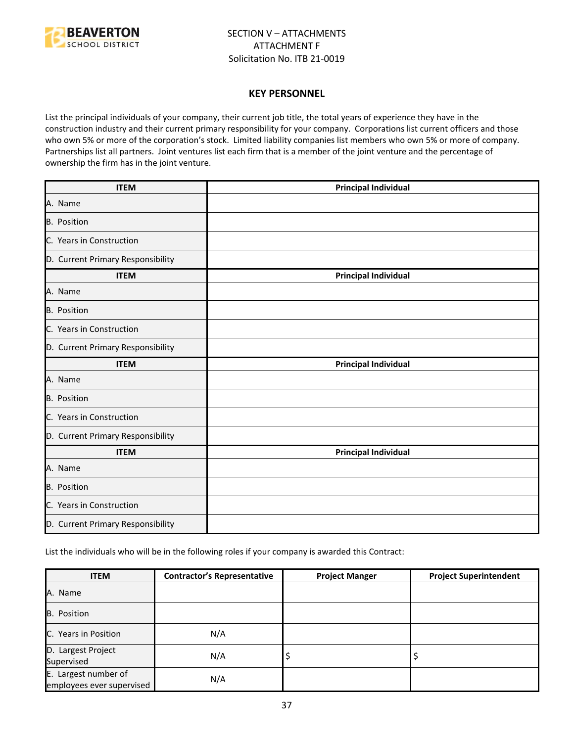SECTION V – ATTACHMENTS
ATTACHMENT F
Solicitation No. ITB 21-0019

## KEY PERSONNEL

List the principal individuals of your company, their current job title, the total years of experience they have in the construction industry and their current primary responsibility for your company. Corporations list current officers and those who own 5% or more of the corporation's stock. Limited liability companies list members who own 5% or more of company. Partnerships list all partners. Joint ventures list each firm that is a member of the joint venture and the percentage of ownership the firm has in the joint venture.

| ITEM | Principal Individual |
|---|---|
| A. Name | |
| B. Position | |
| C. Years in Construction | |
| D. Current Primary Responsibility | |
| **ITEM** | **Principal Individual** |
| A. Name | |
| B. Position | |
| C. Years in Construction | |
| D. Current Primary Responsibility | |
| **ITEM** | **Principal Individual** |
| A. Name | |
| B. Position | |
| C. Years in Construction | |
| D. Current Primary Responsibility | |
| **ITEM** | **Principal Individual** |
| A. Name | |
| B. Position | |
| C. Years in Construction | |
| D. Current Primary Responsibility | |

List the individuals who will be in the following roles if your company is awarded this Contract:

| ITEM | Contractor's Representative | Project Manger | Project Superintendent |
|---|---|---|---|
| A. Name | | | |
| B. Position | | | |
| C. Years in Position | N/A | | |
| D. Largest Project Supervised | N/A | $ | $ |
| E. Largest number of employees ever supervised | N/A | | |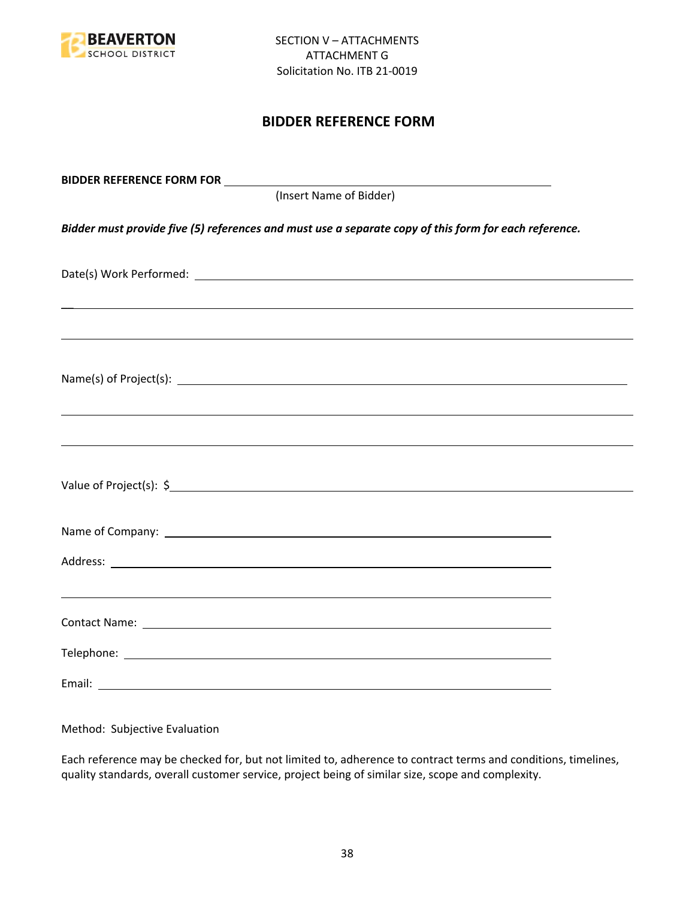SECTION V – ATTACHMENTS
ATTACHMENT G
Solicitation No. ITB 21-0019

## BIDDER REFERENCE FORM

**BIDDER REFERENCE FORM FOR** ______________________________________________
(Insert Name of Bidder)

***Bidder must provide five (5) references and must use a separate copy of this form for each reference.***

Date(s) Work Performed: ______________________________________________

______________________________________________

______________________________________________

Name(s) of Project(s): ______________________________________________

______________________________________________

______________________________________________

Value of Project(s): $______________________________________________

Name of Company: ______________________________________________

Address: ______________________________________________

______________________________________________

Contact Name: ______________________________________________

Telephone: ______________________________________________

Email: ______________________________________________

Method: Subjective Evaluation

Each reference may be checked for, but not limited to, adherence to contract terms and conditions, timelines, quality standards, overall customer service, project being of similar size, scope and complexity.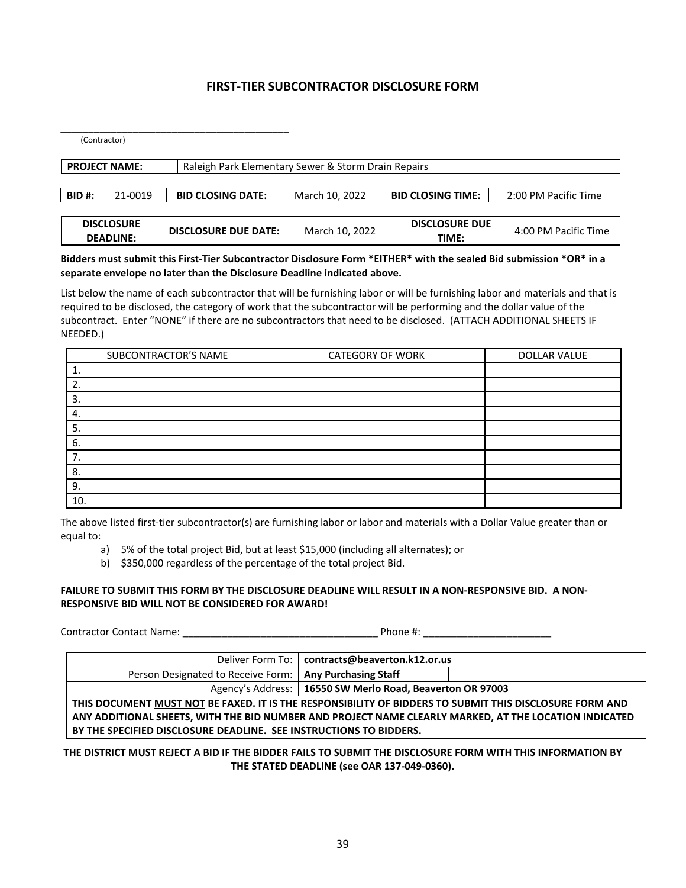# FIRST-TIER SUBCONTRACTOR DISCLOSURE FORM

\_\_\_\_\_\_\_\_\_\_\_\_\_\_\_\_\_\_\_\_\_\_\_\_\_\_\_\_\_\_\_\_\_\_\_\_\_\_\_\_\_\_

(Contractor)

| | |
|---|---|
| **PROJECT NAME:** | Raleigh Park Elementary Sewer & Storm Drain Repairs |

| | | | | | | | |
|---|---|---|---|---|---|---|---|
| **BID #:** | 21-0019 | **BID CLOSING DATE:** | March 10, 2022 | **BID CLOSING TIME:** | 2:00 PM Pacific Time | | |

| | | | | | |
|---|---|---|---|---|---|
| **DISCLOSURE DEADLINE:** | **DISCLOSURE DUE DATE:** | March 10, 2022 | **DISCLOSURE DUE TIME:** | 4:00 PM Pacific Time | |

**Bidders must submit this First-Tier Subcontractor Disclosure Form \*EITHER\* with the sealed Bid submission \*OR\* in a separate envelope no later than the Disclosure Deadline indicated above.**

List below the name of each subcontractor that will be furnishing labor or will be furnishing labor and materials and that is required to be disclosed, the category of work that the subcontractor will be performing and the dollar value of the subcontract. Enter "NONE" if there are no subcontractors that need to be disclosed. (ATTACH ADDITIONAL SHEETS IF NEEDED.)

| SUBCONTRACTOR'S NAME | CATEGORY OF WORK | DOLLAR VALUE |
|---|---|---|
| 1. | | |
| 2. | | |
| 3. | | |
| 4. | | |
| 5. | | |
| 6. | | |
| 7. | | |
| 8. | | |
| 9. | | |
| 10. | | |

The above listed first-tier subcontractor(s) are furnishing labor or labor and materials with a Dollar Value greater than or equal to:

a) 5% of the total project Bid, but at least $15,000 (including all alternates); or
b) $350,000 regardless of the percentage of the total project Bid.

**FAILURE TO SUBMIT THIS FORM BY THE DISCLOSURE DEADLINE WILL RESULT IN A NON-RESPONSIVE BID. A NON-RESPONSIVE BID WILL NOT BE CONSIDERED FOR AWARD!**

Contractor Contact Name: \_\_\_\_\_\_\_\_\_\_\_\_\_\_\_\_\_\_\_\_\_\_\_\_\_\_\_\_\_\_\_\_\_\_\_ Phone #: \_\_\_\_\_\_\_\_\_\_\_\_\_\_\_\_\_\_\_\_\_\_\_

| | | |
|---|---|---|
| Deliver Form To: | **contracts@beaverton.k12.or.us** | |
| Person Designated to Receive Form: | **Any Purchasing Staff** | |
| Agency's Address: | **16550 SW Merlo Road, Beaverton OR 97003** | |

**THIS DOCUMENT MUST NOT BE FAXED. IT IS THE RESPONSIBILITY OF BIDDERS TO SUBMIT THIS DISCLOSURE FORM AND ANY ADDITIONAL SHEETS, WITH THE BID NUMBER AND PROJECT NAME CLEARLY MARKED, AT THE LOCATION INDICATED BY THE SPECIFIED DISCLOSURE DEADLINE. SEE INSTRUCTIONS TO BIDDERS.**

**THE DISTRICT MUST REJECT A BID IF THE BIDDER FAILS TO SUBMIT THE DISCLOSURE FORM WITH THIS INFORMATION BY THE STATED DEADLINE (see OAR 137-049-0360).**